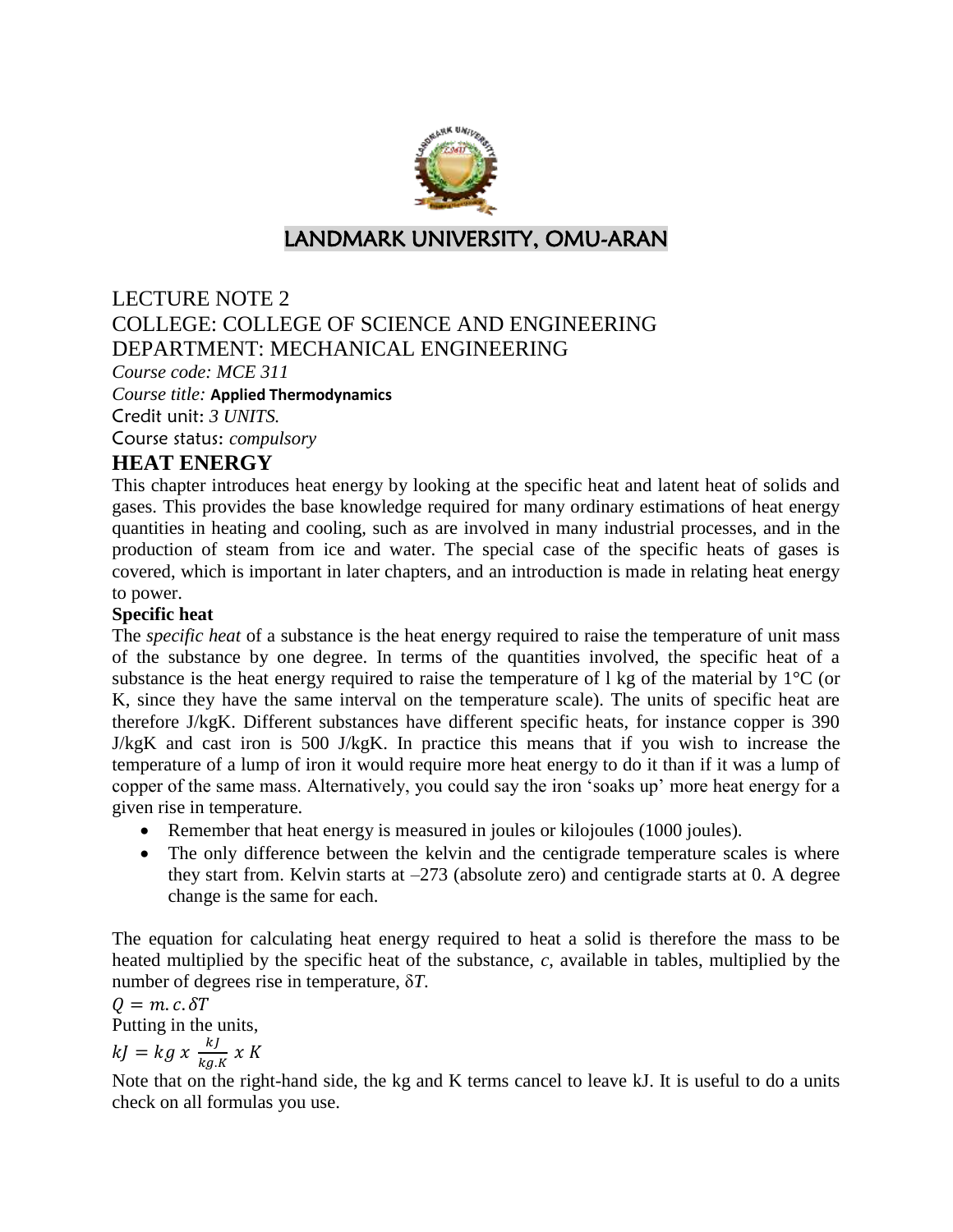# LANDMARK UNIVERSITY, OMU-ARAN

LECTURE NOTE 2

COLLEGE: COLLEGE OF SCIENCE AND ENGINEERING

DEPARTMENT: MECHANICAL ENGINEERING

*Course code: MCE 311*

*Course title:* **Applied Thermodynamics**

Credit unit: *3 UNITS.*

Course status: *compulsory*

## HEAT ENERGY

This chapter introduces heat energy by looking at the specific heat and latent heat of solids and gases. This provides the base knowledge required for many ordinary estimations of heat energy quantities in heating and cooling, such as are involved in many industrial processes, and in the production of steam from ice and water. The special case of the specific heats of gases is covered, which is important in later chapters, and an introduction is made in relating heat energy to power.

### Specific heat

The *specific heat* of a substance is the heat energy required to raise the temperature of unit mass of the substance by one degree. In terms of the quantities involved, the specific heat of a substance is the heat energy required to raise the temperature of l kg of the material by 1°C (or K, since they have the same interval on the temperature scale). The units of specific heat are therefore J/kgK. Different substances have different specific heats, for instance copper is 390 J/kgK and cast iron is 500 J/kgK. In practice this means that if you wish to increase the temperature of a lump of iron it would require more heat energy to do it than if it was a lump of copper of the same mass. Alternatively, you could say the iron 'soaks up' more heat energy for a given rise in temperature.

- Remember that heat energy is measured in joules or kilojoules (1000 joules).
- The only difference between the kelvin and the centigrade temperature scales is where they start from. Kelvin starts at –273 (absolute zero) and centigrade starts at 0. A degree change is the same for each.

The equation for calculating heat energy required to heat a solid is therefore the mass to be heated multiplied by the specific heat of the substance, *c*, available in tables, multiplied by the number of degrees rise in temperature, $\delta T$.

$$Q = m.c.\delta T$$

Putting in the units,

$$kJ = kg \ x \ \frac{kJ}{kg.K} \ x \ K$$

Note that on the right-hand side, the kg and K terms cancel to leave kJ. It is useful to do a units check on all formulas you use.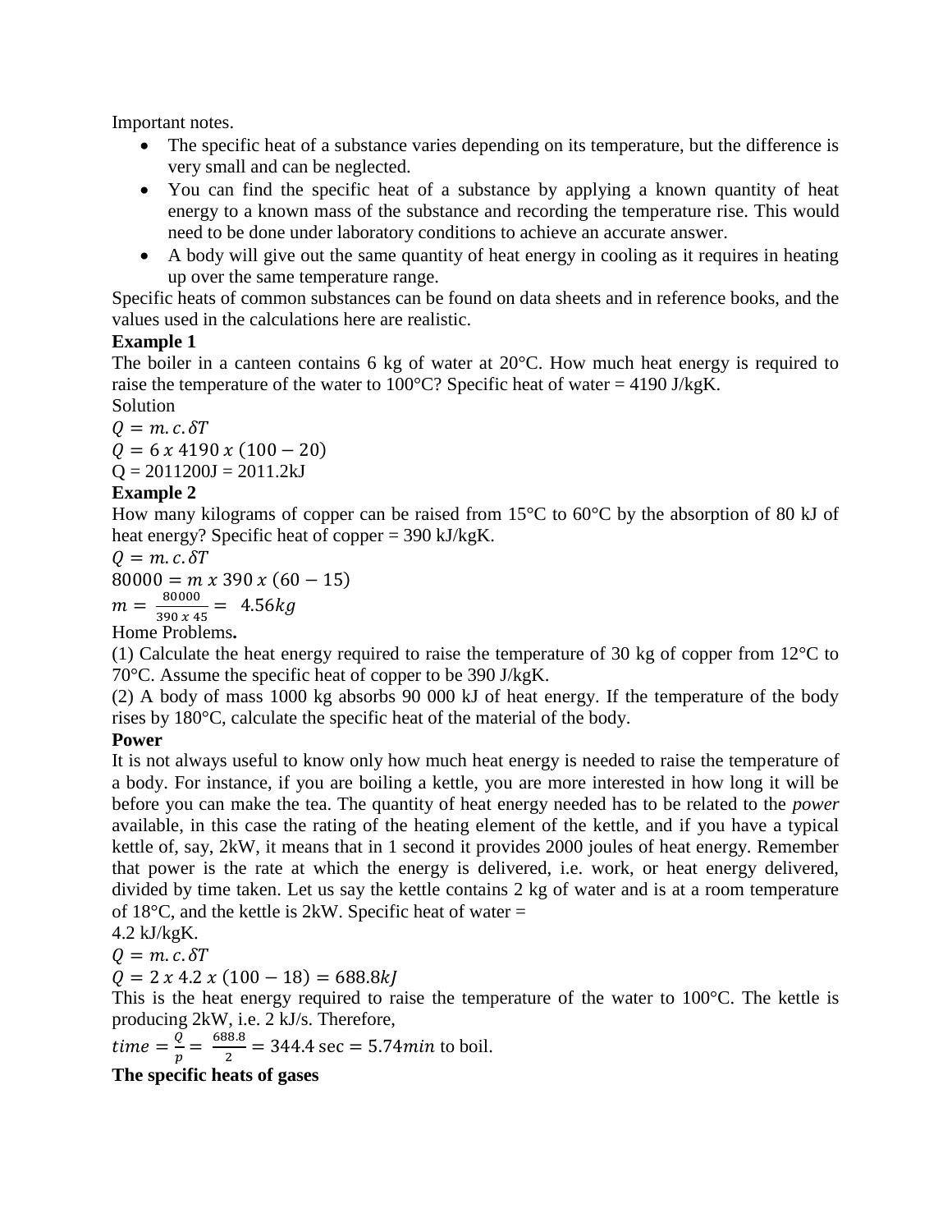Important notes.

- The specific heat of a substance varies depending on its temperature, but the difference is very small and can be neglected.
- You can find the specific heat of a substance by applying a known quantity of heat energy to a known mass of the substance and recording the temperature rise. This would need to be done under laboratory conditions to achieve an accurate answer.
- A body will give out the same quantity of heat energy in cooling as it requires in heating up over the same temperature range.

Specific heats of common substances can be found on data sheets and in reference books, and the values used in the calculations here are realistic.

**Example 1**

The boiler in a canteen contains 6 kg of water at 20°C. How much heat energy is required to raise the temperature of the water to 100°C? Specific heat of water = 4190 J/kgK.

Solution

$Q = m.c.\delta T$

$Q = 6 \, x \, 4190 \, x \, (100 - 20)$

Q = 2011200J = 2011.2kJ

**Example 2**

How many kilograms of copper can be raised from 15°C to 60°C by the absorption of 80 kJ of heat energy? Specific heat of copper = 390 kJ/kgK.

$Q = m.c.\delta T$

$80000 = m \, x \, 390 \, x \, (60 - 15)$

$m = \frac{80000}{390 \, x \, 45} = \; 4.56kg$

Home Problems**.**

(1) Calculate the heat energy required to raise the temperature of 30 kg of copper from 12°C to 70°C. Assume the specific heat of copper to be 390 J/kgK.

(2) A body of mass 1000 kg absorbs 90 000 kJ of heat energy. If the temperature of the body rises by 180°C, calculate the specific heat of the material of the body.

**Power**

It is not always useful to know only how much heat energy is needed to raise the temperature of a body. For instance, if you are boiling a kettle, you are more interested in how long it will be before you can make the tea. The quantity of heat energy needed has to be related to the *power* available, in this case the rating of the heating element of the kettle, and if you have a typical kettle of, say, 2kW, it means that in 1 second it provides 2000 joules of heat energy. Remember that power is the rate at which the energy is delivered, i.e. work, or heat energy delivered, divided by time taken. Let us say the kettle contains 2 kg of water and is at a room temperature of 18°C, and the kettle is 2kW. Specific heat of water = 4.2 kJ/kgK.

$Q = m.c.\delta T$

$Q = 2 \, x \, 4.2 \, x \, (100 - 18) = 688.8kJ$

This is the heat energy required to raise the temperature of the water to 100°C. The kettle is producing 2kW, i.e. 2 kJ/s. Therefore,

$time = \frac{Q}{p} = \; \frac{688.8}{2} = 344.4 \sec = 5.74min$ to boil.

**The specific heats of gases**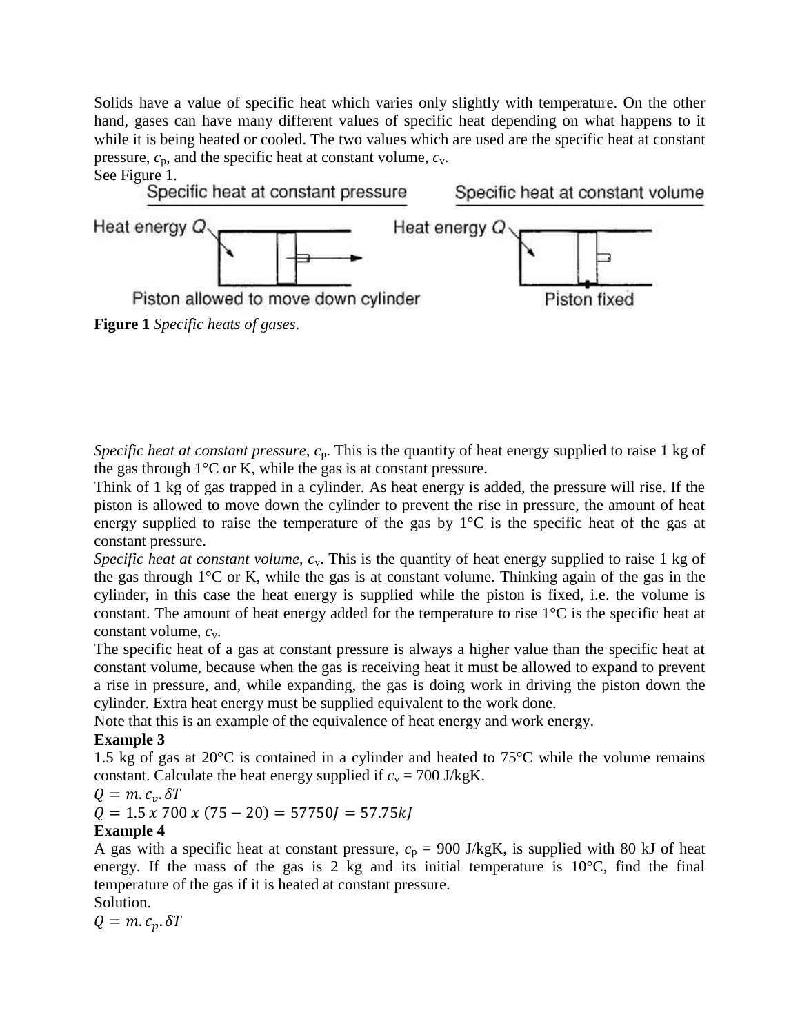Solids have a value of specific heat which varies only slightly with temperature. On the other hand, gases can have many different values of specific heat depending on what happens to it while it is being heated or cooled. The two values which are used are the specific heat at constant pressure, $c_p$, and the specific heat at constant volume, $c_v$.

See Figure 1.

Specific heat at constant pressure — Heat energy $Q$ — Piston allowed to move down cylinder

Specific heat at constant volume — Heat energy $Q$ — Piston fixed

**Figure 1** *Specific heats of gases*.

*Specific heat at constant pressure*, $c_p$. This is the quantity of heat energy supplied to raise 1 kg of the gas through 1°C or K, while the gas is at constant pressure.

Think of 1 kg of gas trapped in a cylinder. As heat energy is added, the pressure will rise. If the piston is allowed to move down the cylinder to prevent the rise in pressure, the amount of heat energy supplied to raise the temperature of the gas by 1°C is the specific heat of the gas at constant pressure.

*Specific heat at constant volume*, $c_v$. This is the quantity of heat energy supplied to raise 1 kg of the gas through 1°C or K, while the gas is at constant volume. Thinking again of the gas in the cylinder, in this case the heat energy is supplied while the piston is fixed, i.e. the volume is constant. The amount of heat energy added for the temperature to rise 1°C is the specific heat at constant volume, $c_v$.

The specific heat of a gas at constant pressure is always a higher value than the specific heat at constant volume, because when the gas is receiving heat it must be allowed to expand to prevent a rise in pressure, and, while expanding, the gas is doing work in driving the piston down the cylinder. Extra heat energy must be supplied equivalent to the work done.

Note that this is an example of the equivalence of heat energy and work energy.

**Example 3**

1.5 kg of gas at 20°C is contained in a cylinder and heated to 75°C while the volume remains constant. Calculate the heat energy supplied if $c_v$ = 700 J/kgK.

$Q = m.c_v.\delta T$

$Q = 1.5\ x\ 700\ x\ (75 - 20) = 57750J = 57.75kJ$

**Example 4**

A gas with a specific heat at constant pressure, $c_p$ = 900 J/kgK, is supplied with 80 kJ of heat energy. If the mass of the gas is 2 kg and its initial temperature is 10°C, find the final temperature of the gas if it is heated at constant pressure.

Solution.

$Q = m.c_p.\delta T$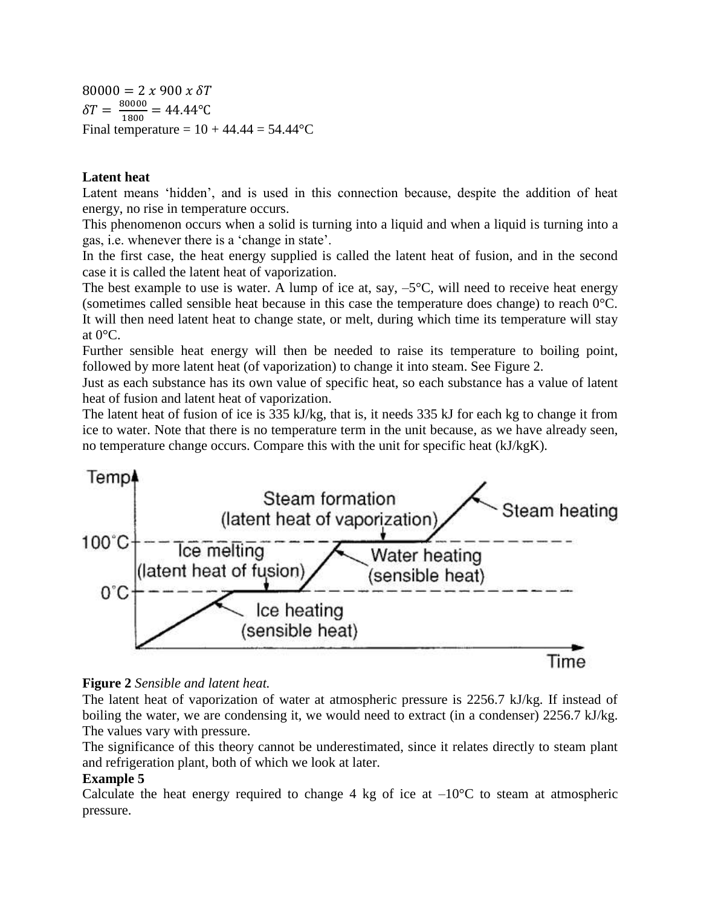$80000 = 2 \ x \ 900 \ x \ \delta T$

$\delta T = \frac{80000}{1800} = 44.44°C$

Final temperature = 10 + 44.44 = 54.44°C

**Latent heat**

Latent means 'hidden', and is used in this connection because, despite the addition of heat energy, no rise in temperature occurs.

This phenomenon occurs when a solid is turning into a liquid and when a liquid is turning into a gas, i.e. whenever there is a 'change in state'.

In the first case, the heat energy supplied is called the latent heat of fusion, and in the second case it is called the latent heat of vaporization.

The best example to use is water. A lump of ice at, say, –5°C, will need to receive heat energy (sometimes called sensible heat because in this case the temperature does change) to reach 0°C. It will then need latent heat to change state, or melt, during which time its temperature will stay at 0°C.

Further sensible heat energy will then be needed to raise its temperature to boiling point, followed by more latent heat (of vaporization) to change it into steam. See Figure 2.

Just as each substance has its own value of specific heat, so each substance has a value of latent heat of fusion and latent heat of vaporization.

The latent heat of fusion of ice is 335 kJ/kg, that is, it needs 335 kJ for each kg to change it from ice to water. Note that there is no temperature term in the unit because, as we have already seen, no temperature change occurs. Compare this with the unit for specific heat (kJ/kgK).

**Figure 2** *Sensible and latent heat.*

The latent heat of vaporization of water at atmospheric pressure is 2256.7 kJ/kg. If instead of boiling the water, we are condensing it, we would need to extract (in a condenser) 2256.7 kJ/kg. The values vary with pressure.

The significance of this theory cannot be underestimated, since it relates directly to steam plant and refrigeration plant, both of which we look at later.

**Example 5**

Calculate the heat energy required to change 4 kg of ice at –10°C to steam at atmospheric pressure.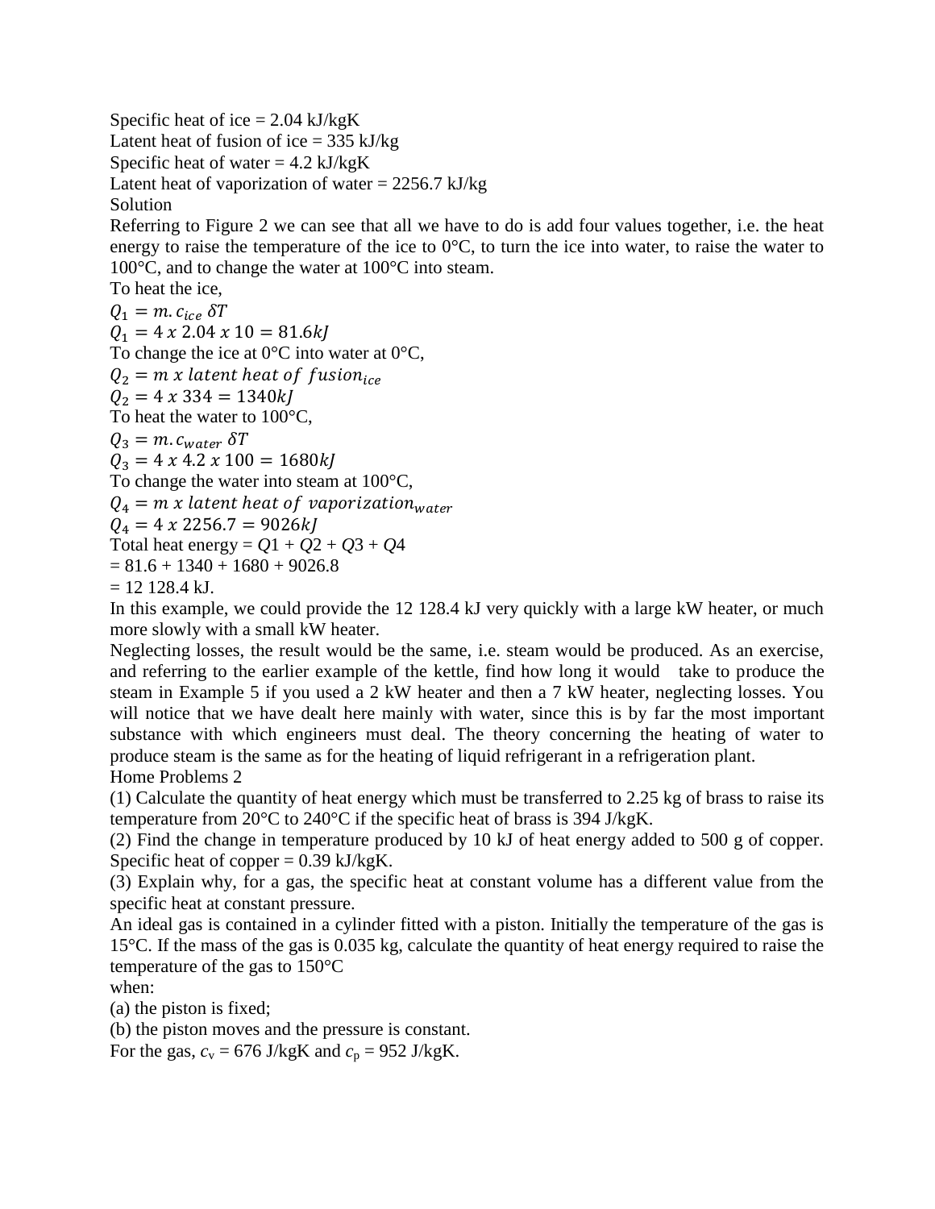Specific heat of ice = 2.04 kJ/kgK

Latent heat of fusion of ice = 335 kJ/kg

Specific heat of water = 4.2 kJ/kgK

Latent heat of vaporization of water = 2256.7 kJ/kg

Solution

Referring to Figure 2 we can see that all we have to do is add four values together, i.e. the heat energy to raise the temperature of the ice to 0°C, to turn the ice into water, to raise the water to 100°C, and to change the water at 100°C into steam.

To heat the ice,

$Q_1 = m.c_{ice}\ \delta T$

$Q_1 = 4\ x\ 2.04\ x\ 10 = 81.6kJ$

To change the ice at 0°C into water at 0°C,

$Q_2 = m\ x\ latent\ heat\ of\ fusion_{ice}$

$Q_2 = 4\ x\ 334 = 1340kJ$

To heat the water to 100°C,

$Q_3 = m.c_{water}\ \delta T$

$Q_3 = 4\ x\ 4.2\ x\ 100 = 1680kJ$

To change the water into steam at 100°C,

$Q_4 = m\ x\ latent\ heat\ of\ vaporization_{water}$

$Q_4 = 4\ x\ 2256.7 = 9026kJ$

Total heat energy = $Q1 + Q2 + Q3 + Q4$

= 81.6 + 1340 + 1680 + 9026.8

= 12 128.4 kJ.

In this example, we could provide the 12 128.4 kJ very quickly with a large kW heater, or much more slowly with a small kW heater.

Neglecting losses, the result would be the same, i.e. steam would be produced. As an exercise, and referring to the earlier example of the kettle, find how long it would take to produce the steam in Example 5 if you used a 2 kW heater and then a 7 kW heater, neglecting losses. You will notice that we have dealt here mainly with water, since this is by far the most important substance with which engineers must deal. The theory concerning the heating of water to produce steam is the same as for the heating of liquid refrigerant in a refrigeration plant.

Home Problems 2

(1) Calculate the quantity of heat energy which must be transferred to 2.25 kg of brass to raise its temperature from 20°C to 240°C if the specific heat of brass is 394 J/kgK.

(2) Find the change in temperature produced by 10 kJ of heat energy added to 500 g of copper. Specific heat of copper = 0.39 kJ/kgK.

(3) Explain why, for a gas, the specific heat at constant volume has a different value from the specific heat at constant pressure.

An ideal gas is contained in a cylinder fitted with a piston. Initially the temperature of the gas is 15°C. If the mass of the gas is 0.035 kg, calculate the quantity of heat energy required to raise the temperature of the gas to 150°C

when:

(a) the piston is fixed;

(b) the piston moves and the pressure is constant.

For the gas, $c_v$ = 676 J/kgK and $c_p$ = 952 J/kgK.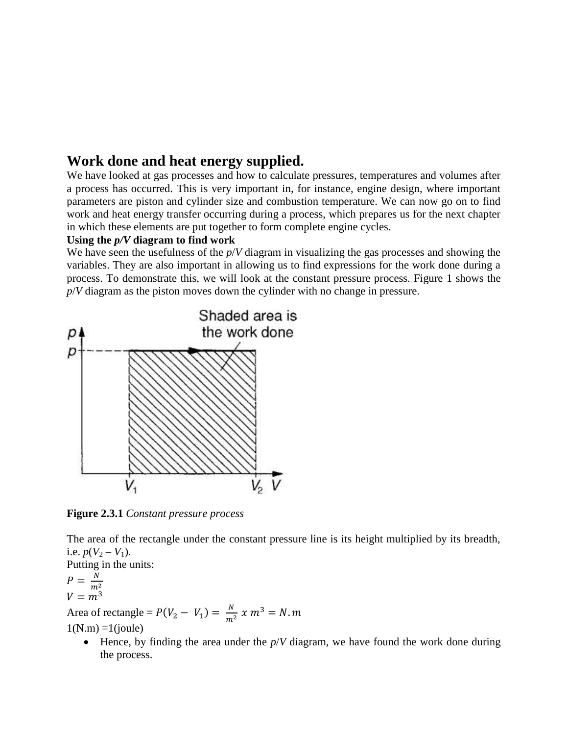# Work done and heat energy supplied.

We have looked at gas processes and how to calculate pressures, temperatures and volumes after a process has occurred. This is very important in, for instance, engine design, where important parameters are piston and cylinder size and combustion temperature. We can now go on to find work and heat energy transfer occurring during a process, which prepares us for the next chapter in which these elements are put together to form complete engine cycles.

**Using the *p/V* diagram to find work**

We have seen the usefulness of the *p*/*V* diagram in visualizing the gas processes and showing the variables. They are also important in allowing us to find expressions for the work done during a process. To demonstrate this, we will look at the constant pressure process. Figure 1 shows the *p*/*V* diagram as the piston moves down the cylinder with no change in pressure.

**Figure 2.3.1** *Constant pressure process*

The area of the rectangle under the constant pressure line is its height multiplied by its breadth, i.e. $p(V_2 – V_1)$.

Putting in the units:

$P = \frac{N}{m^2}$

$V = m^3$

Area of rectangle = $P(V_2 - V_1) = \frac{N}{m^2} \, x \, m^3 = N.m$

1(N.m) =1(joule)

- Hence, by finding the area under the *p*/*V* diagram, we have found the work done during the process.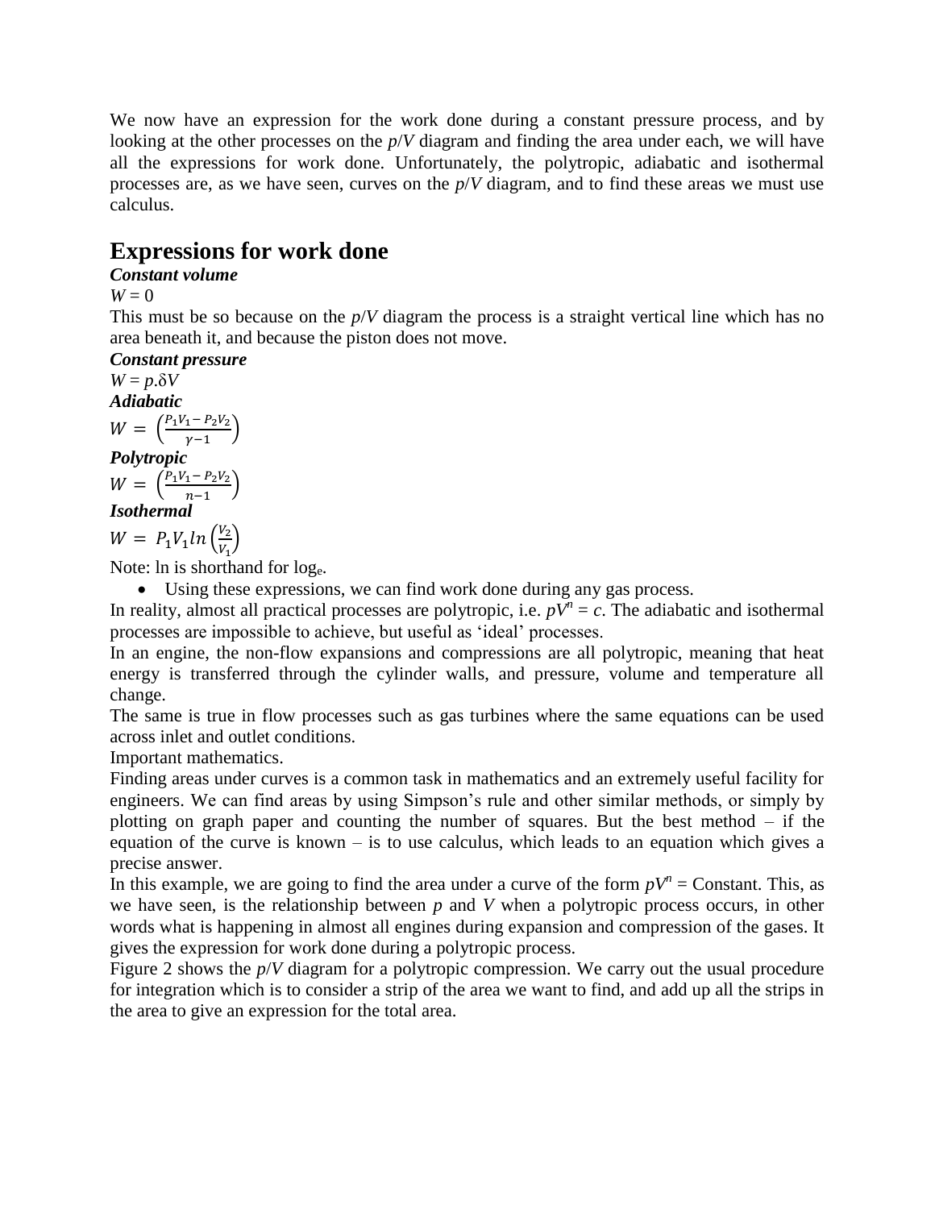We now have an expression for the work done during a constant pressure process, and by looking at the other processes on the $p/V$ diagram and finding the area under each, we will have all the expressions for work done. Unfortunately, the polytropic, adiabatic and isothermal processes are, as we have seen, curves on the $p/V$ diagram, and to find these areas we must use calculus.

## Expressions for work done

***Constant volume***

$W = 0$

This must be so because on the $p/V$ diagram the process is a straight vertical line which has no area beneath it, and because the piston does not move.

***Constant pressure***

$W = p.\delta V$

***Adiabatic***

$$W = \left(\frac{P_1V_1 - P_2V_2}{\gamma - 1}\right)$$

***Polytropic***

$$W = \left(\frac{P_1V_1 - P_2V_2}{n - 1}\right)$$

***Isothermal***

$$W = P_1V_1 ln\left(\frac{V_2}{V_1}\right)$$

Note: ln is shorthand for $\log_e$.

- Using these expressions, we can find work done during any gas process.

In reality, almost all practical processes are polytropic, i.e. $pV^n = c$. The adiabatic and isothermal processes are impossible to achieve, but useful as 'ideal' processes.

In an engine, the non-flow expansions and compressions are all polytropic, meaning that heat energy is transferred through the cylinder walls, and pressure, volume and temperature all change.

The same is true in flow processes such as gas turbines where the same equations can be used across inlet and outlet conditions.

Important mathematics.

Finding areas under curves is a common task in mathematics and an extremely useful facility for engineers. We can find areas by using Simpson's rule and other similar methods, or simply by plotting on graph paper and counting the number of squares. But the best method – if the equation of the curve is known – is to use calculus, which leads to an equation which gives a precise answer.

In this example, we are going to find the area under a curve of the form $pV^n$ = Constant. This, as we have seen, is the relationship between $p$ and $V$ when a polytropic process occurs, in other words what is happening in almost all engines during expansion and compression of the gases. It gives the expression for work done during a polytropic process.

Figure 2 shows the $p/V$ diagram for a polytropic compression. We carry out the usual procedure for integration which is to consider a strip of the area we want to find, and add up all the strips in the area to give an expression for the total area.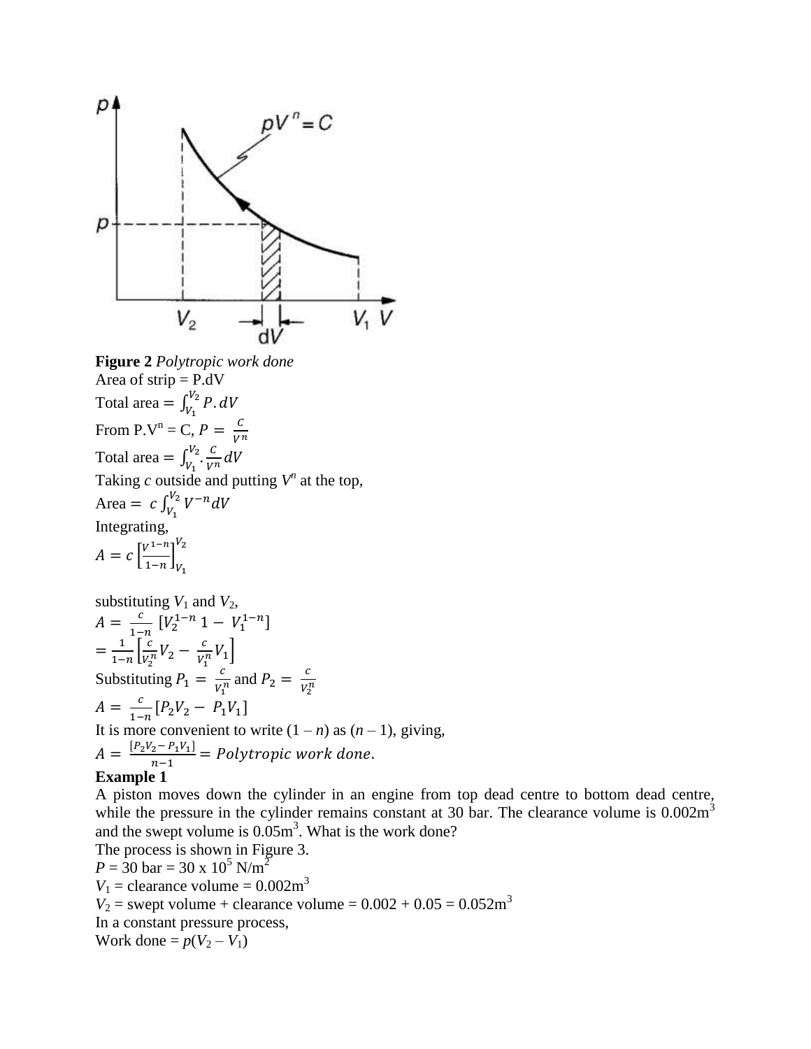**Figure 2** *Polytropic work done*

Area of strip = P.dV

Total area $= \int_{V_1}^{V_2} P.dV$

From P.V$^n$ = C, $P = \frac{C}{V^n}$

Total area $= \int_{V_1}^{V_2} . \frac{C}{V^n} dV$

Taking $c$ outside and putting $V^n$ at the top,

Area $= c \int_{V_1}^{V_2} V^{-n} dV$

Integrating,

$A = c \left[\frac{V^{1-n}}{1-n}\right]_{V_1}^{V_2}$

substituting $V_1$ and $V_2$,

$A = \frac{c}{1-n} [V_2^{1-n} 1 - V_1^{1-n}]$

$= \frac{1}{1-n} \left[\frac{c}{V_2^n} V_2 - \frac{c}{V_1^n} V_1\right]$

Substituting $P_1 = \frac{c}{V_1^n}$ and $P_2 = \frac{c}{V_2^n}$

$A = \frac{c}{1-n} [P_2 V_2 - P_1 V_1]$

It is more convenient to write $(1 – n)$ as $(n – 1)$, giving,

$A = \frac{[P_2 V_2 - P_1 V_1]}{n-1} = Polytropic\ work\ done.$

**Example 1**

A piston moves down the cylinder in an engine from top dead centre to bottom dead centre, while the pressure in the cylinder remains constant at 30 bar. The clearance volume is 0.002m$^3$ and the swept volume is 0.05m$^3$. What is the work done?

The process is shown in Figure 3.

$P$ = 30 bar = 30 x 10$^5$ N/m$^2$

$V_1$ = clearance volume = 0.002m$^3$

$V_2$ = swept volume + clearance volume = 0.002 + 0.05 = 0.052m$^3$

In a constant pressure process,

Work done = $p(V_2 – V_1)$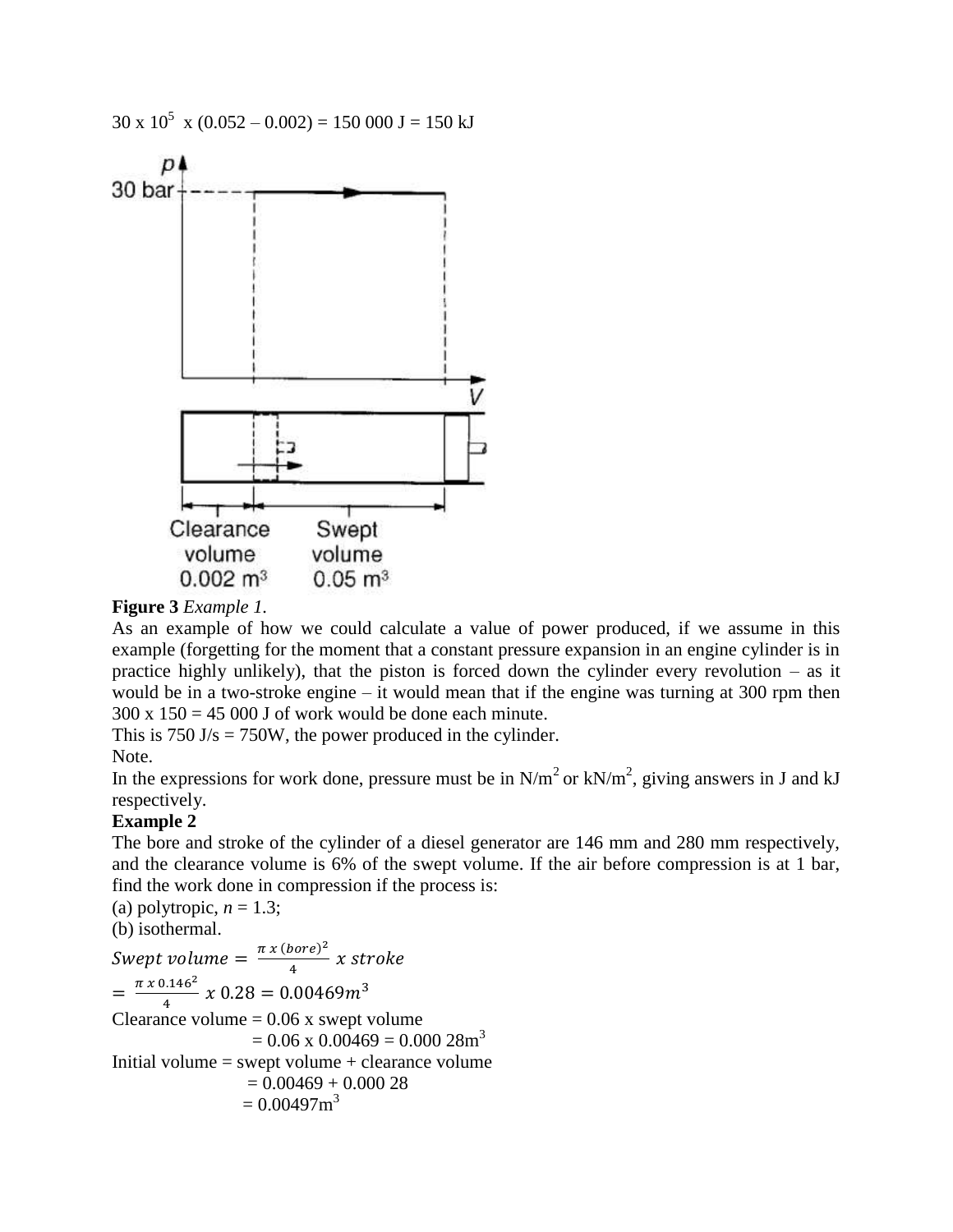$30 \times 10^5 \times (0.052 - 0.002) = 150\,000$ J = 150 kJ

**Figure 3** *Example 1.*

As an example of how we could calculate a value of power produced, if we assume in this example (forgetting for the moment that a constant pressure expansion in an engine cylinder is in practice highly unlikely), that the piston is forced down the cylinder every revolution – as it would be in a two-stroke engine – it would mean that if the engine was turning at 300 rpm then $300 \times 150 = 45\,000$ J of work would be done each minute.

This is 750 J/s = 750W, the power produced in the cylinder.

Note.

In the expressions for work done, pressure must be in $N/m^2$ or $kN/m^2$, giving answers in J and kJ respectively.

**Example 2**

The bore and stroke of the cylinder of a diesel generator are 146 mm and 280 mm respectively, and the clearance volume is 6% of the swept volume. If the air before compression is at 1 bar, find the work done in compression if the process is:

(a) polytropic, $n = 1.3$;

(b) isothermal.

$$Swept\ volume = \frac{\pi \times (bore)^2}{4} \times stroke$$

$$= \frac{\pi \times 0.146^2}{4} \times 0.28 = 0.00469 m^3$$

Clearance volume = 0.06 x swept volume

= 0.06 x 0.00469 = 0.000 28$m^3$

Initial volume = swept volume + clearance volume

= 0.00469 + 0.000 28

= 0.00497$m^3$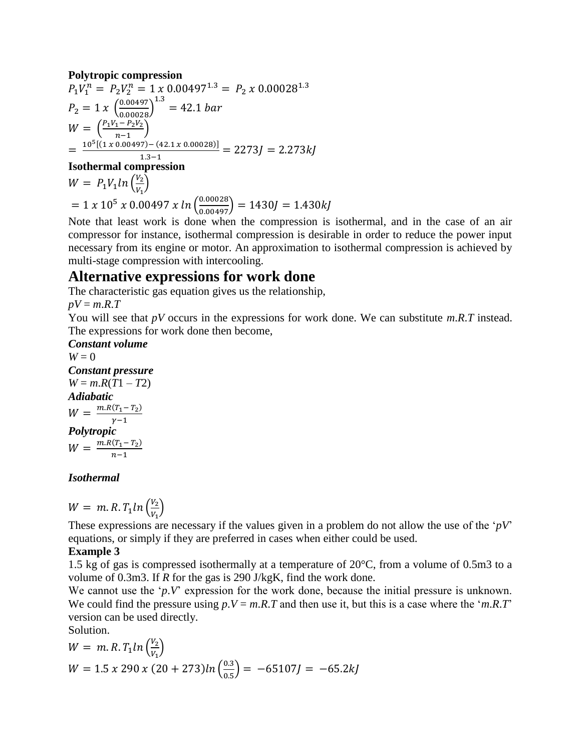**Polytropic compression**

$$P_1V_1^n = P_2V_2^n = 1\ x\ 0.00497^{1.3} = P_2\ x\ 0.00028^{1.3}$$

$$P_2 = 1\ x\ \left(\frac{0.00497}{0.00028}\right)^{1.3} = 42.1\ bar$$

$$W = \left(\frac{P_1V_1 - P_2V_2}{n-1}\right)$$

$$= \frac{10^5[(1\ x\ 0.00497) - (42.1\ x\ 0.00028)]}{1.3-1} = 2273J = 2.273kJ$$

**Isothermal compression**

$$W = P_1V_1 ln\left(\frac{V_2}{V_1}\right)$$

$$= 1\ x\ 10^5\ x\ 0.00497\ x\ ln\left(\frac{0.00028}{0.00497}\right) = 1430J = 1.430kJ$$

Note that least work is done when the compression is isothermal, and in the case of an air compressor for instance, isothermal compression is desirable in order to reduce the power input necessary from its engine or motor. An approximation to isothermal compression is achieved by multi-stage compression with intercooling.

# Alternative expressions for work done

The characteristic gas equation gives us the relationship,

$pV = m.R.T$

You will see that $pV$ occurs in the expressions for work done. We can substitute $m.R.T$ instead. The expressions for work done then become,

***Constant volume***

$W = 0$

***Constant pressure***

$W = m.R(T1 - T2)$

***Adiabatic***

$$W = \frac{m.R(T_1 - T_2)}{\gamma - 1}$$

***Polytropic***

$$W = \frac{m.R(T_1 - T_2)}{n-1}$$

***Isothermal***

$$W = m.R.T_1 ln\left(\frac{V_2}{V_1}\right)$$

These expressions are necessary if the values given in a problem do not allow the use of the '$pV$' equations, or simply if they are preferred in cases when either could be used.

**Example 3**

1.5 kg of gas is compressed isothermally at a temperature of 20°C, from a volume of 0.5m3 to a volume of 0.3m3. If $R$ for the gas is 290 J/kgK, find the work done.

We cannot use the '$p.V$' expression for the work done, because the initial pressure is unknown. We could find the pressure using $p.V = m.R.T$ and then use it, but this is a case where the '$m.R.T$' version can be used directly.

Solution.

$$W = m.R.T_1 ln\left(\frac{V_2}{V_1}\right)$$

$$W = 1.5\ x\ 290\ x\ (20 + 273) ln\left(\frac{0.3}{0.5}\right) = -65107J = -65.2kJ$$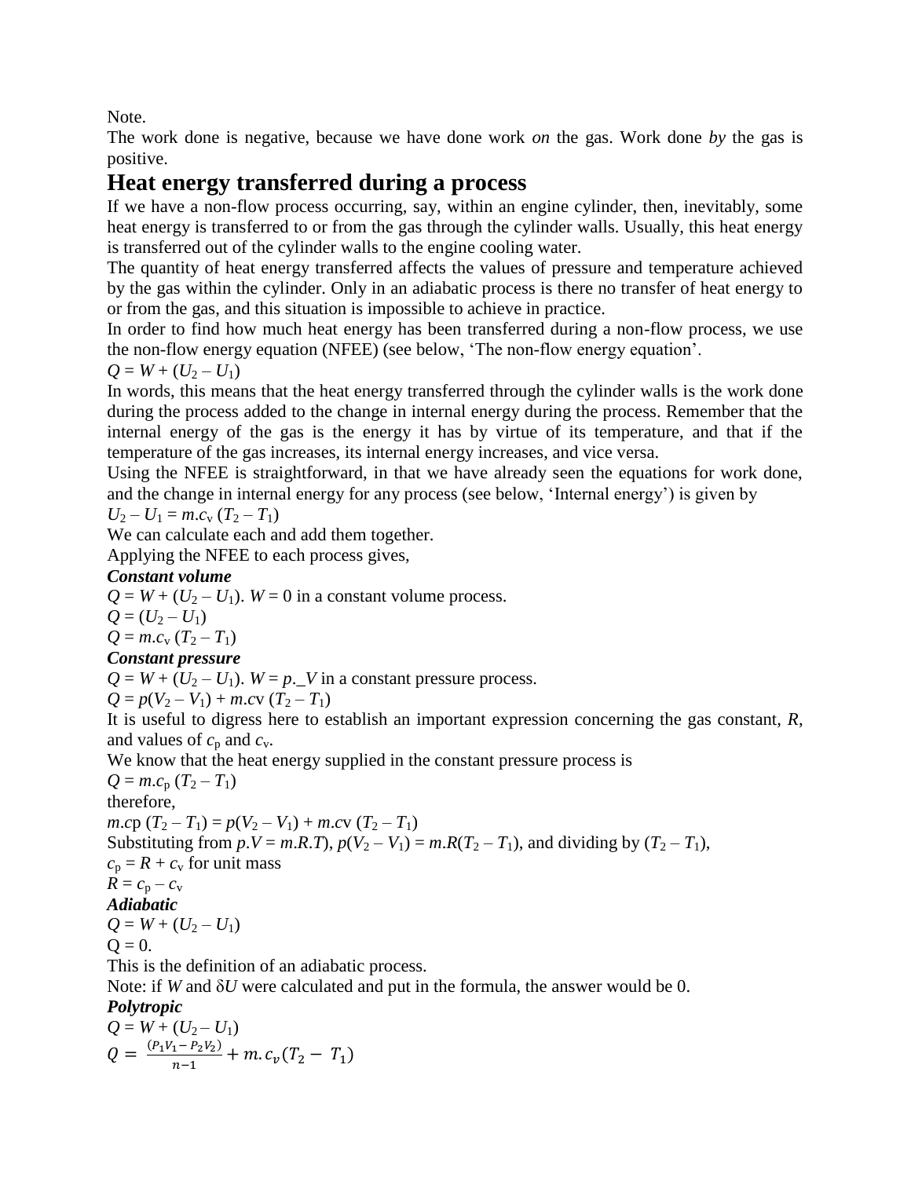Note.

The work done is negative, because we have done work *on* the gas. Work done *by* the gas is positive.

## Heat energy transferred during a process

If we have a non-flow process occurring, say, within an engine cylinder, then, inevitably, some heat energy is transferred to or from the gas through the cylinder walls. Usually, this heat energy is transferred out of the cylinder walls to the engine cooling water.

The quantity of heat energy transferred affects the values of pressure and temperature achieved by the gas within the cylinder. Only in an adiabatic process is there no transfer of heat energy to or from the gas, and this situation is impossible to achieve in practice.

In order to find how much heat energy has been transferred during a non-flow process, we use the non-flow energy equation (NFEE) (see below, 'The non-flow energy equation'.

$Q = W + (U_2 – U_1)$

In words, this means that the heat energy transferred through the cylinder walls is the work done during the process added to the change in internal energy during the process. Remember that the internal energy of the gas is the energy it has by virtue of its temperature, and that if the temperature of the gas increases, its internal energy increases, and vice versa.

Using the NFEE is straightforward, in that we have already seen the equations for work done, and the change in internal energy for any process (see below, 'Internal energy') is given by

$U_2 – U_1 = m.c_v (T_2 – T_1)$

We can calculate each and add them together.

Applying the NFEE to each process gives,

***Constant volume***

$Q = W + (U_2 – U_1)$. $W = 0$ in a constant volume process.

$Q = (U_2 – U_1)$

$Q = m.c_v (T_2 – T_1)$

***Constant pressure***

$Q = W + (U_2 – U_1)$. $W = p.\_V$ in a constant pressure process.

$Q = p(V_2 – V_1) + m.cv (T_2 – T_1)$

It is useful to digress here to establish an important expression concerning the gas constant, $R$, and values of $c_p$ and $c_v$.

We know that the heat energy supplied in the constant pressure process is

$Q = m.c_p (T_2 – T_1)$

therefore,

$m.cp (T_2 – T_1) = p(V_2 – V_1) + m.cv (T_2 – T_1)$

Substituting from $p.V = m.R.T$), $p(V_2 – V_1) = m.R(T_2 – T_1)$, and dividing by $(T_2 – T_1)$,

$c_p = R + c_v$ for unit mass

$R = c_p – c_v$

***Adiabatic***

$Q = W + (U_2 – U_1)$

Q = 0.

This is the definition of an adiabatic process.

Note: if $W$ and $\delta U$ were calculated and put in the formula, the answer would be 0.

***Polytropic***

$Q = W + (U_2 – U_1)$

$$Q = \frac{(P_1V_1 - P_2V_2)}{n-1} + m.c_v(T_2 - T_1)$$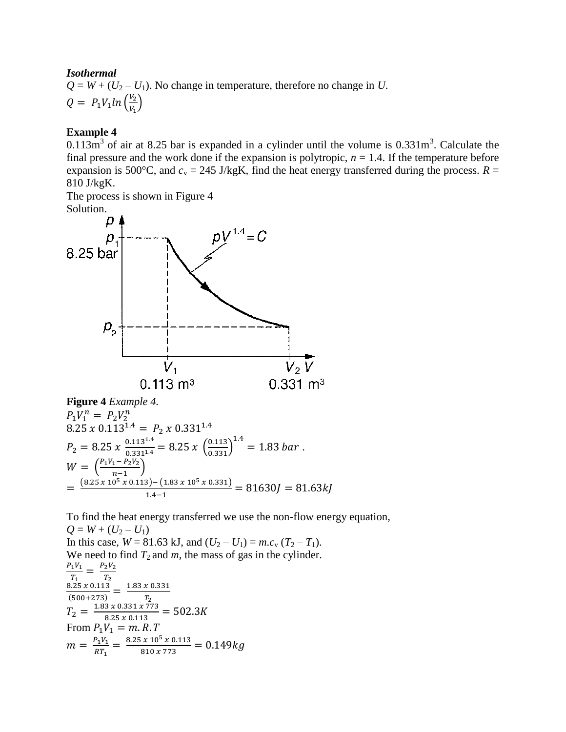***Isothermal***

$Q = W + (U_2 – U_1)$. No change in temperature, therefore no change in $U$.

$$Q = P_1V_1 ln\left(\frac{V_2}{V_1}\right)$$

**Example 4**

$0.113m^3$ of air at 8.25 bar is expanded in a cylinder until the volume is $0.331m^3$. Calculate the final pressure and the work done if the expansion is polytropic, $n = 1.4$. If the temperature before expansion is 500°C, and $c_v = 245$ J/kgK, find the heat energy transferred during the process. $R = 810$ J/kgK.

The process is shown in Figure 4

Solution.

**Figure 4** *Example 4.*

$$P_1V_1^n = P_2V_2^n$$

$$8.25\ x\ 0.113^{1.4} = P_2\ x\ 0.331^{1.4}$$

$$P_2 = 8.25\ x\ \frac{0.113^{1.4}}{0.331^{1.4}} = 8.25\ x\ \left(\frac{0.113}{0.331}\right)^{1.4} = 1.83\ bar\ .$$

$$W = \left(\frac{P_1V_1 - P_2V_2}{n-1}\right)$$

$$= \frac{(8.25\ x\ 10^5\ x\ 0.113) - (1.83\ x\ 10^5\ x\ 0.331)}{1.4-1} = 81630J = 81.63kJ$$

To find the heat energy transferred we use the non-flow energy equation,

$Q = W + (U_2 – U_1)$

In this case, $W = 81.63$ kJ, and $(U_2 – U_1) = m.c_v (T_2 – T_1)$.

We need to find $T_2$ and $m$, the mass of gas in the cylinder.

$$\frac{P_1V_1}{T_1} = \frac{P_2V_2}{T_2}$$

$$\frac{8.25\ x\ 0.113}{(500+273)} = \frac{1.83\ x\ 0.331}{T_2}$$

$$T_2 = \frac{1.83\ x\ 0.331\ x\ 773}{8.25\ x\ 0.113} = 502.3K$$

From $P_1V_1 = m.R.T$

$$m = \frac{P_1V_1}{RT_1} = \frac{8.25\ x\ 10^5\ x\ 0.113}{810\ x\ 773} = 0.149kg$$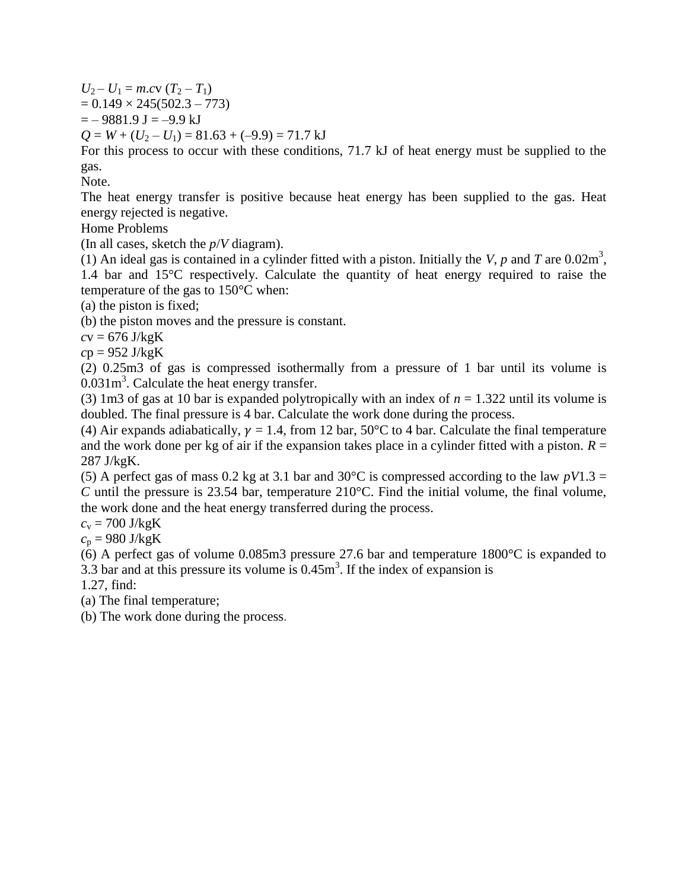$U_2 – U_1 = m.c_v (T_2 – T_1)$

$= 0.149 \times 245(502.3 – 773)$

$= – 9881.9$ J $= –9.9$ kJ

$Q = W + (U_2 – U_1) = 81.63 + (–9.9) = 71.7$ kJ

For this process to occur with these conditions, 71.7 kJ of heat energy must be supplied to the gas.

Note.

The heat energy transfer is positive because heat energy has been supplied to the gas. Heat energy rejected is negative.

Home Problems

(In all cases, sketch the $p/V$ diagram).

(1) An ideal gas is contained in a cylinder fitted with a piston. Initially the $V$, $p$ and $T$ are 0.02m$^3$, 1.4 bar and 15°C respectively. Calculate the quantity of heat energy required to raise the temperature of the gas to 150°C when:

(a) the piston is fixed;

(b) the piston moves and the pressure is constant.

$c_v = 676$ J/kgK

$c_p = 952$ J/kgK

(2) 0.25m3 of gas is compressed isothermally from a pressure of 1 bar until its volume is 0.031m$^3$. Calculate the heat energy transfer.

(3) 1m3 of gas at 10 bar is expanded polytropically with an index of $n = 1.322$ until its volume is doubled. The final pressure is 4 bar. Calculate the work done during the process.

(4) Air expands adiabatically, $\gamma = 1.4$, from 12 bar, 50°C to 4 bar. Calculate the final temperature and the work done per kg of air if the expansion takes place in a cylinder fitted with a piston. $R = 287$ J/kgK.

(5) A perfect gas of mass 0.2 kg at 3.1 bar and 30°C is compressed according to the law $pV^{1.3} = C$ until the pressure is 23.54 bar, temperature 210°C. Find the initial volume, the final volume, the work done and the heat energy transferred during the process.

$c_v = 700$ J/kgK

$c_p = 980$ J/kgK

(6) A perfect gas of volume 0.085m3 pressure 27.6 bar and temperature 1800°C is expanded to 3.3 bar and at this pressure its volume is 0.45m$^3$. If the index of expansion is 1.27, find:

(a) The final temperature;

(b) The work done during the process.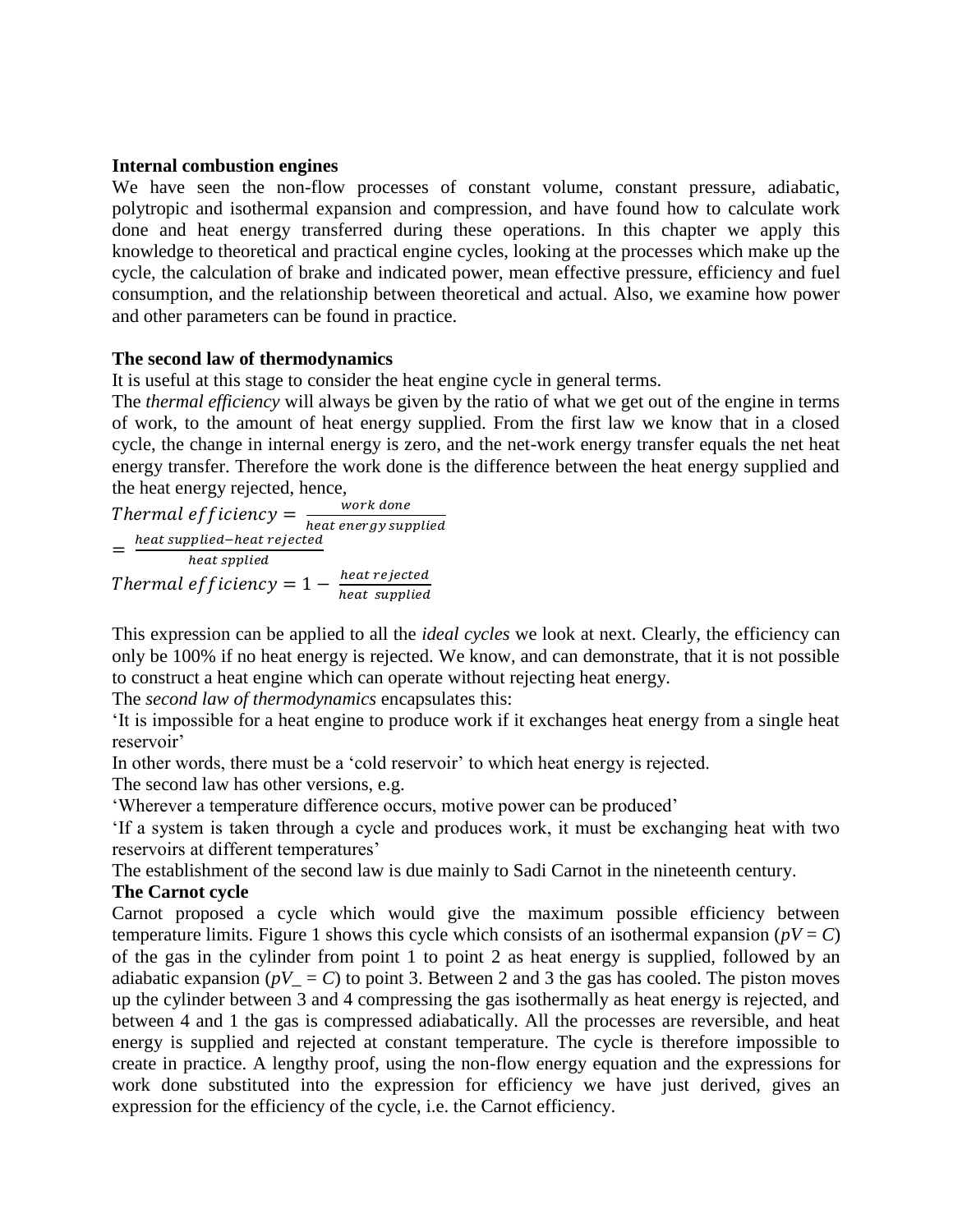**Internal combustion engines**

We have seen the non-flow processes of constant volume, constant pressure, adiabatic, polytropic and isothermal expansion and compression, and have found how to calculate work done and heat energy transferred during these operations. In this chapter we apply this knowledge to theoretical and practical engine cycles, looking at the processes which make up the cycle, the calculation of brake and indicated power, mean effective pressure, efficiency and fuel consumption, and the relationship between theoretical and actual. Also, we examine how power and other parameters can be found in practice.

**The second law of thermodynamics**

It is useful at this stage to consider the heat engine cycle in general terms.

The *thermal efficiency* will always be given by the ratio of what we get out of the engine in terms of work, to the amount of heat energy supplied. From the first law we know that in a closed cycle, the change in internal energy is zero, and the net-work energy transfer equals the net heat energy transfer. Therefore the work done is the difference between the heat energy supplied and the heat energy rejected, hence,

$$Thermal\ efficiency = \frac{work\ done}{heat\ energy\ supplied}$$

$$= \frac{heat\ supplied - heat\ rejected}{heat\ spplied}$$

$$Thermal\ efficiency = 1 - \frac{heat\ rejected}{heat\ \ supplied}$$

This expression can be applied to all the *ideal cycles* we look at next. Clearly, the efficiency can only be 100% if no heat energy is rejected. We know, and can demonstrate, that it is not possible to construct a heat engine which can operate without rejecting heat energy.

The *second law of thermodynamics* encapsulates this:

'It is impossible for a heat engine to produce work if it exchanges heat energy from a single heat reservoir'

In other words, there must be a 'cold reservoir' to which heat energy is rejected.

The second law has other versions, e.g.

'Wherever a temperature difference occurs, motive power can be produced'

'If a system is taken through a cycle and produces work, it must be exchanging heat with two reservoirs at different temperatures'

The establishment of the second law is due mainly to Sadi Carnot in the nineteenth century.

**The Carnot cycle**

Carnot proposed a cycle which would give the maximum possible efficiency between temperature limits. Figure 1 shows this cycle which consists of an isothermal expansion ($pV = C$) of the gas in the cylinder from point 1 to point 2 as heat energy is supplied, followed by an adiabatic expansion ($pV\_ = C$) to point 3. Between 2 and 3 the gas has cooled. The piston moves up the cylinder between 3 and 4 compressing the gas isothermally as heat energy is rejected, and between 4 and 1 the gas is compressed adiabatically. All the processes are reversible, and heat energy is supplied and rejected at constant temperature. The cycle is therefore impossible to create in practice. A lengthy proof, using the non-flow energy equation and the expressions for work done substituted into the expression for efficiency we have just derived, gives an expression for the efficiency of the cycle, i.e. the Carnot efficiency.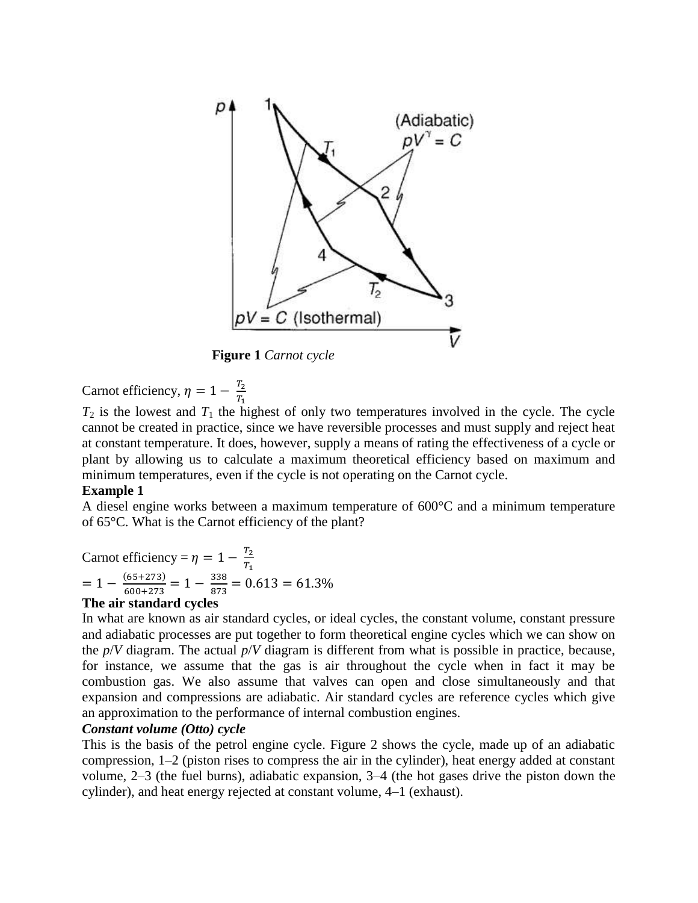**Figure 1** *Carnot cycle*

Carnot efficiency, $\eta = 1 - \frac{T_2}{T_1}$

$T_2$ is the lowest and $T_1$ the highest of only two temperatures involved in the cycle. The cycle cannot be created in practice, since we have reversible processes and must supply and reject heat at constant temperature. It does, however, supply a means of rating the effectiveness of a cycle or plant by allowing us to calculate a maximum theoretical efficiency based on maximum and minimum temperatures, even if the cycle is not operating on the Carnot cycle.

**Example 1**

A diesel engine works between a maximum temperature of 600°C and a minimum temperature of 65°C. What is the Carnot efficiency of the plant?

Carnot efficiency = $\eta = 1 - \frac{T_2}{T_1}$

$= 1 - \frac{(65+273)}{600+273} = 1 - \frac{338}{873} = 0.613 = 61.3\%$

**The air standard cycles**

In what are known as air standard cycles, or ideal cycles, the constant volume, constant pressure and adiabatic processes are put together to form theoretical engine cycles which we can show on the *p*/*V* diagram. The actual *p*/*V* diagram is different from what is possible in practice, because, for instance, we assume that the gas is air throughout the cycle when in fact it may be combustion gas. We also assume that valves can open and close simultaneously and that expansion and compressions are adiabatic. Air standard cycles are reference cycles which give an approximation to the performance of internal combustion engines.

***Constant volume (Otto) cycle***

This is the basis of the petrol engine cycle. Figure 2 shows the cycle, made up of an adiabatic compression, 1–2 (piston rises to compress the air in the cylinder), heat energy added at constant volume, 2–3 (the fuel burns), adiabatic expansion, 3–4 (the hot gases drive the piston down the cylinder), and heat energy rejected at constant volume, 4–1 (exhaust).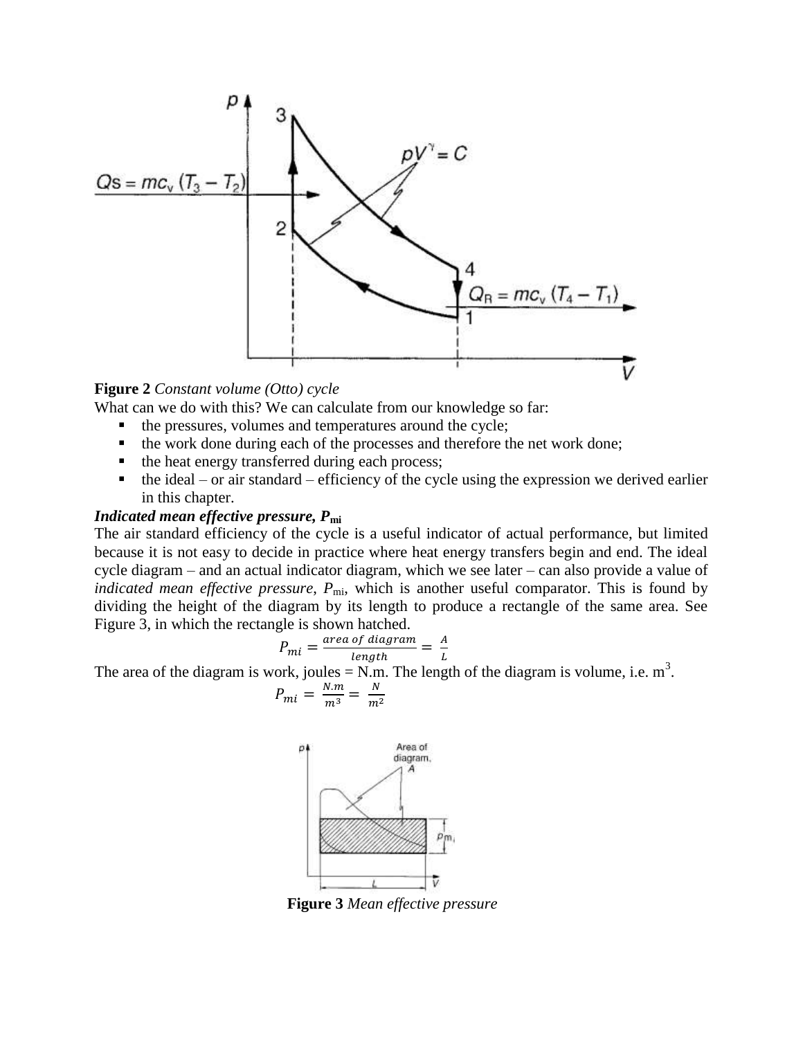**Figure 2** *Constant volume (Otto) cycle*

What can we do with this? We can calculate from our knowledge so far:

- the pressures, volumes and temperatures around the cycle;
- the work done during each of the processes and therefore the net work done;
- the heat energy transferred during each process;
- the ideal – or air standard – efficiency of the cycle using the expression we derived earlier in this chapter.

***Indicated mean effective pressure, $P_{mi}$***

The air standard efficiency of the cycle is a useful indicator of actual performance, but limited because it is not easy to decide in practice where heat energy transfers begin and end. The ideal cycle diagram – and an actual indicator diagram, which we see later – can also provide a value of *indicated mean effective pressure*, $P_{mi}$, which is another useful comparator. This is found by dividing the height of the diagram by its length to produce a rectangle of the same area. See Figure 3, in which the rectangle is shown hatched.

$$P_{mi} = \frac{area\ of\ diagram}{length} = \frac{A}{L}$$

The area of the diagram is work, joules = N.m. The length of the diagram is volume, i.e. $m^3$.

$$P_{mi} = \frac{N.m}{m^3} = \frac{N}{m^2}$$

**Figure 3** *Mean effective pressure*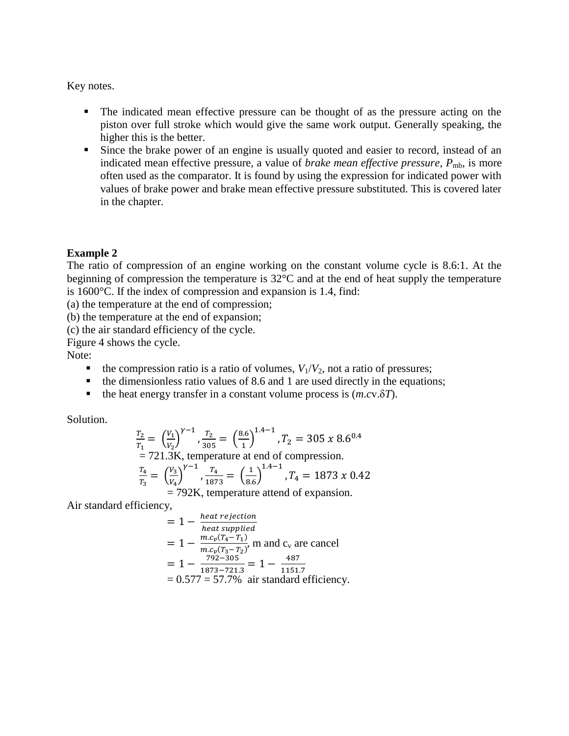Key notes.

- The indicated mean effective pressure can be thought of as the pressure acting on the piston over full stroke which would give the same work output. Generally speaking, the higher this is the better.
- Since the brake power of an engine is usually quoted and easier to record, instead of an indicated mean effective pressure, a value of *brake mean effective pressure*, $P_{mb}$, is more often used as the comparator. It is found by using the expression for indicated power with values of brake power and brake mean effective pressure substituted. This is covered later in the chapter.

**Example 2**

The ratio of compression of an engine working on the constant volume cycle is 8.6:1. At the beginning of compression the temperature is 32°C and at the end of heat supply the temperature is 1600°C. If the index of compression and expansion is 1.4, find:

(a) the temperature at the end of compression;

(b) the temperature at the end of expansion;

(c) the air standard efficiency of the cycle.

Figure 4 shows the cycle.

Note:

- the compression ratio is a ratio of volumes, $V_1/V_2$, not a ratio of pressures;
- the dimensionless ratio values of 8.6 and 1 are used directly in the equations;
- the heat energy transfer in a constant volume process is ($m.c_v.\delta T$).

Solution.

$$\frac{T_2}{T_1} = \left(\frac{V_1}{V_2}\right)^{\gamma-1}, \frac{T_2}{305} = \left(\frac{8.6}{1}\right)^{1.4-1}, T_2 = 305\ x\ 8.6^{0.4}$$

= 721.3K, temperature at end of compression.

$$\frac{T_4}{T_3} = \left(\frac{V_3}{V_4}\right)^{\gamma-1}, \frac{T_4}{1873} = \left(\frac{1}{8.6}\right)^{1.4-1}, T_4 = 1873\ x\ 0.42$$

= 792K, temperature attend of expansion.

Air standard efficiency,

$$= 1 - \frac{heat\ rejection}{heat\ supplied}$$

$$= 1 - \frac{m.c_v(T_4 - T_1)}{m.c_v(T_3 - T_2)}, \text{ m and } c_v \text{ are cancel}$$

$$= 1 - \frac{792 - 305}{1873 - 721.3} = 1 - \frac{487}{1151.7}$$

= 0.577 = 57.7% air standard efficiency.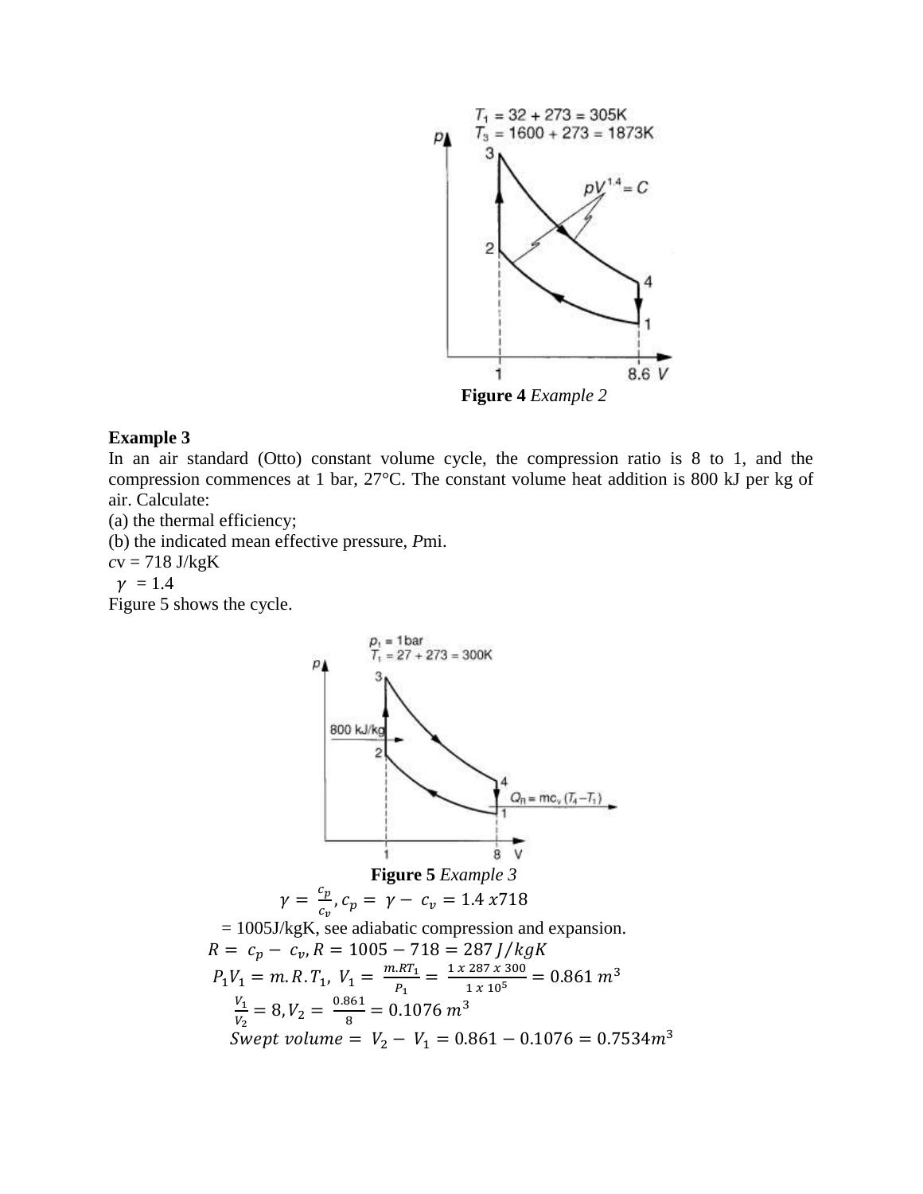Figure 4 *Example 2*

**Example 3**

In an air standard (Otto) constant volume cycle, the compression ratio is 8 to 1, and the compression commences at 1 bar, 27°C. The constant volume heat addition is 800 kJ per kg of air. Calculate:

(a) the thermal efficiency;

(b) the indicated mean effective pressure, *P*mi.

$c_v$ = 718 J/kgK

$\gamma$ = 1.4

Figure 5 shows the cycle.

**Figure 5** *Example 3*

$$\gamma = \frac{c_p}{c_v}, c_p = \gamma - c_v = 1.4\ x 718$$

= 1005J/kgK, see adiabatic compression and expansion.

$$R = c_p - c_v, R = 1005 - 718 = 287\ J/kgK$$

$$P_1V_1 = m.R.T_1,\ V_1 = \frac{m.RT_1}{P_1} = \frac{1\ x\ 287\ x\ 300}{1\ x\ 10^5} = 0.861\ m^3$$

$$\frac{V_1}{V_2} = 8, V_2 = \frac{0.861}{8} = 0.1076\ m^3$$

$$Swept\ volume = V_2 - V_1 = 0.861 - 0.1076 = 0.7534m^3$$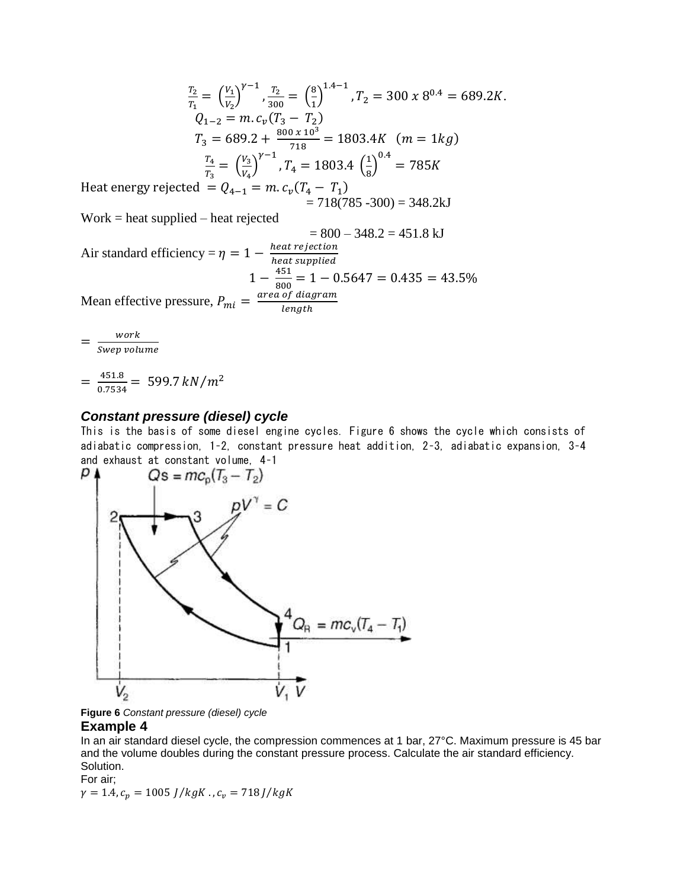$$\frac{T_2}{T_1} = \left(\frac{V_1}{V_2}\right)^{\gamma-1}, \frac{T_2}{300} = \left(\frac{8}{1}\right)^{1.4-1}, T_2 = 300 \; x \; 8^{0.4} = 689.2K.$$

$$Q_{1-2} = m.c_v(T_3 - T_2)$$

$$T_3 = 689.2 + \frac{800 \; x \; 10^3}{718} = 1803.4K \quad (m = 1kg)$$

$$\frac{T_4}{T_3} = \left(\frac{V_3}{V_4}\right)^{\gamma-1}, T_4 = 1803.4 \left(\frac{1}{8}\right)^{0.4} = 785K$$

Heat energy rejected $= Q_{4-1} = m.c_v(T_4 - T_1)$

= 718(785 -300) = 348.2kJ

Work = heat supplied – heat rejected

= 800 – 348.2 = 451.8 kJ

Air standard efficiency $= \eta = 1 - \frac{heat\ rejection}{heat\ supplied}$

$$1 - \frac{451}{800} = 1 - 0.5647 = 0.435 = 43.5\%$$

Mean effective pressure, $P_{mi} = \frac{area\ of\ diagram}{length}$

$$= \frac{work}{Swep\ volume}$$

$$= \frac{451.8}{0.7534} = 599.7 \; kN/m^2$$

### *Constant pressure (diesel) cycle*

This is the basis of some diesel engine cycles. Figure 6 shows the cycle which consists of adiabatic compression, 1-2, constant pressure heat addition, 2-3, adiabatic expansion, 3-4 and exhaust at constant volume, 4-1

**Figure 6** *Constant pressure (diesel) cycle*

### Example 4

In an air standard diesel cycle, the compression commences at 1 bar, 27°C. Maximum pressure is 45 bar and the volume doubles during the constant pressure process. Calculate the air standard efficiency.

Solution.

For air;

$\gamma = 1.4, c_p = 1005 \; J/kgK \;., c_v = 718 \; J/kgK$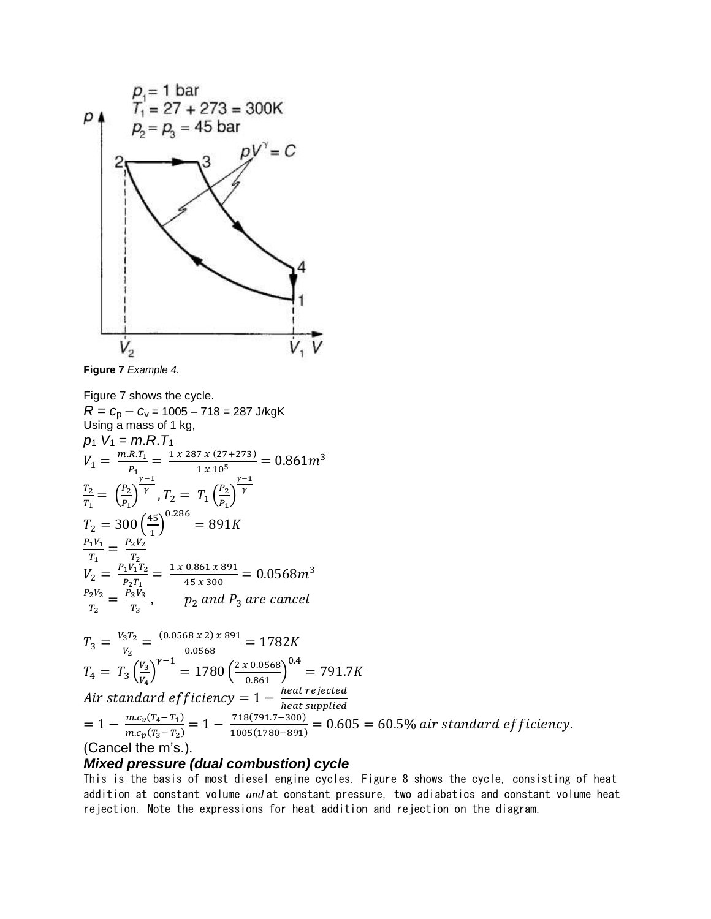$p_1 = 1$ bar
$T_1 = 27 + 273 = 300K$
$P_2 = p_3 = 45$ bar

**Figure 7** *Example 4.*

Figure 7 shows the cycle.

$R = c_p - c_v = 1005 - 718 = 287$ J/kgK

Using a mass of 1 kg,

$p_1 V_1 = m.R.T_1$

$$V_1 = \frac{m.R.T_1}{P_1} = \frac{1 \ x\ 287 \ x\ (27+273)}{1 \ x\ 10^5} = 0.861m^3$$

$$\frac{T_2}{T_1} = \left(\frac{P_2}{P_1}\right)^{\frac{\gamma-1}{\gamma}}, T_2 = T_1\left(\frac{P_2}{P_1}\right)^{\frac{\gamma-1}{\gamma}}$$

$$T_2 = 300\left(\frac{45}{1}\right)^{0.286} = 891K$$

$$\frac{P_1V_1}{T_1} = \frac{P_2V_2}{T_2}$$

$$V_2 = \frac{P_1V_1T_2}{P_2T_1} = \frac{1 \ x\ 0.861 \ x\ 891}{45 \ x\ 300} = 0.0568m^3$$

$$\frac{P_2V_2}{T_2} = \frac{P_3V_3}{T_3}, \quad p_2 \ and \ P_3 \ are \ cancel$$

$$T_3 = \frac{V_3T_2}{V_2} = \frac{(0.0568 \ x\ 2) \ x\ 891}{0.0568} = 1782K$$

$$T_4 = T_3\left(\frac{V_3}{V_4}\right)^{\gamma-1} = 1780\left(\frac{2 \ x\ 0.0568}{0.861}\right)^{0.4} = 791.7K$$

$$Air \ standard \ efficiency = 1 - \frac{heat \ rejected}{heat \ supplied}$$

$$= 1 - \frac{m.c_v(T_4 - T_1)}{m.c_p(T_3 - T_2)} = 1 - \frac{718(791.7-300)}{1005(1780-891)} = 0.605 = 60.5\% \ air \ standard \ efficiency.$$

(Cancel the m's.).

### *Mixed pressure (dual combustion) cycle*

This is the basis of most diesel engine cycles. Figure 8 shows the cycle, consisting of heat addition at constant volume *and* at constant pressure, two adiabatics and constant volume heat rejection. Note the expressions for heat addition and rejection on the diagram.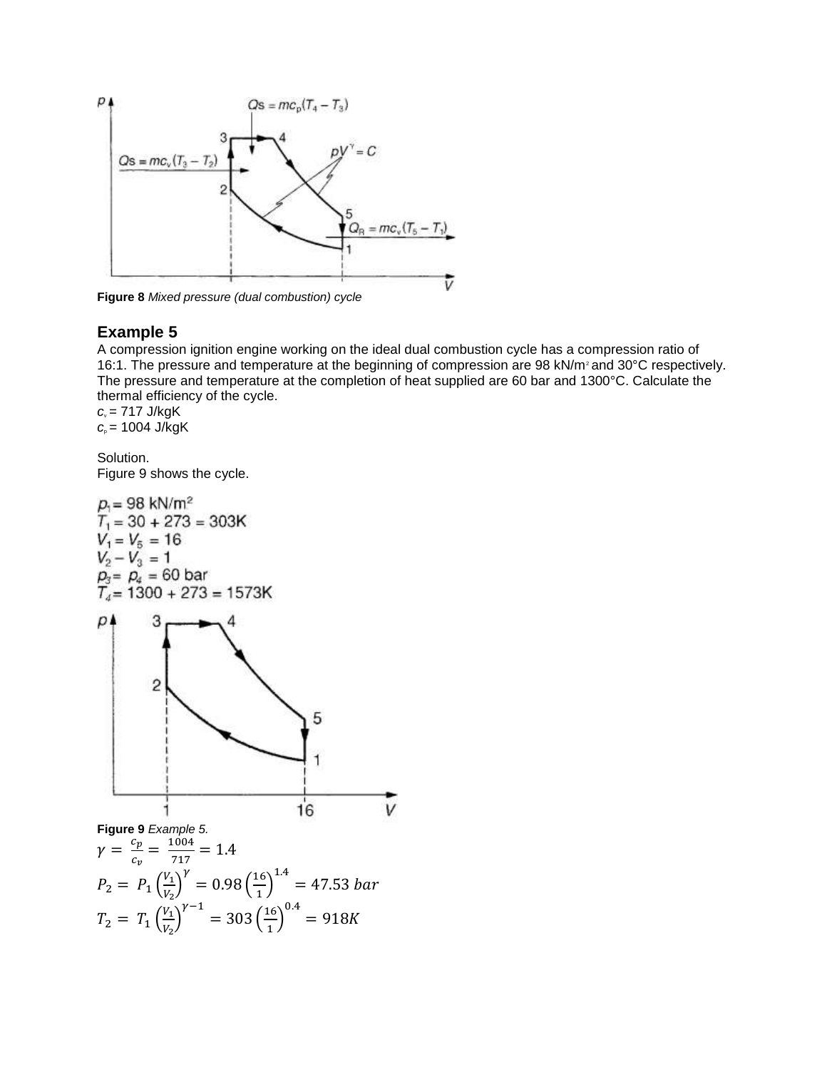**Figure 8** *Mixed pressure (dual combustion) cycle*

## Example 5

A compression ignition engine working on the ideal dual combustion cycle has a compression ratio of 16:1. The pressure and temperature at the beginning of compression are 98 kN/m² and 30°C respectively. The pressure and temperature at the completion of heat supplied are 60 bar and 1300°C. Calculate the thermal efficiency of the cycle.

$c_v$ = 717 J/kgK

$c_p$ = 1004 J/kgK

Solution.

Figure 9 shows the cycle.

$p_1$ = 98 kN/m²

$T_1 = 30 + 273 = 303\text{K}$

$V_1 = V_5 = 16$

$V_2 - V_3 = 1$

$p_3 = p_4 = 60$ bar

$T_4 = 1300 + 273 = 1573\text{K}$

**Figure 9** *Example 5.*

$$\gamma = \frac{c_p}{c_v} = \frac{1004}{717} = 1.4$$

$$P_2 = P_1\left(\frac{V_1}{V_2}\right)^{\gamma} = 0.98\left(\frac{16}{1}\right)^{1.4} = 47.53\ bar$$

$$T_2 = T_1\left(\frac{V_1}{V_2}\right)^{\gamma-1} = 303\left(\frac{16}{1}\right)^{0.4} = 918K$$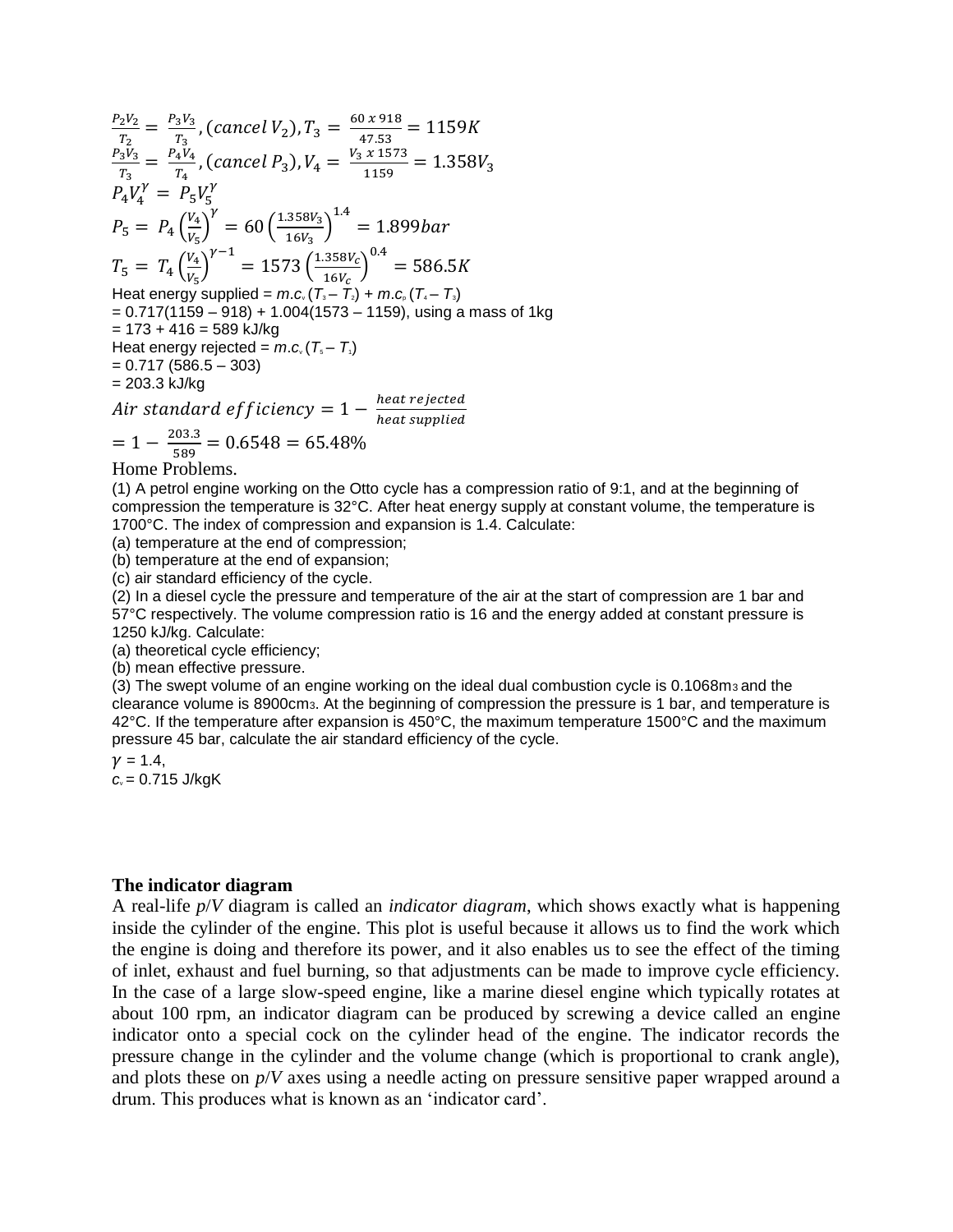$$\frac{P_2V_2}{T_2} = \frac{P_3V_3}{T_3}, (cancel\, V_2), T_3 = \frac{60 \; x \; 918}{47.53} = 1159K$$

$$\frac{P_3V_3}{T_3} = \frac{P_4V_4}{T_4}, (cancel\, P_3), V_4 = \frac{V_3 \; x \; 1573}{1159} = 1.358V_3$$

$$P_4V_4^{\gamma} = P_5V_5^{\gamma}$$

$$P_5 = P_4\left(\frac{V_4}{V_5}\right)^{\gamma} = 60\left(\frac{1.358V_3}{16V_3}\right)^{1.4} = 1.899bar$$

$$T_5 = T_4\left(\frac{V_4}{V_5}\right)^{\gamma-1} = 1573\left(\frac{1.358V_c}{16V_c}\right)^{0.4} = 586.5K$$

Heat energy supplied = $m.c_v(T_3 - T_2) + m.c_p(T_4 - T_3)$
= 0.717(1159 – 918) + 1.004(1573 – 1159), using a mass of 1kg
= 173 + 416 = 589 kJ/kg
Heat energy rejected = $m.c_v(T_5 - T_1)$
= 0.717 (586.5 – 303)
= 203.3 kJ/kg

$$Air\ standard\ efficiency = 1 - \frac{heat\ rejected}{heat\ supplied}$$

$$= 1 - \frac{203.3}{589} = 0.6548 = 65.48\%$$

Home Problems.

(1) A petrol engine working on the Otto cycle has a compression ratio of 9:1, and at the beginning of compression the temperature is 32°C. After heat energy supply at constant volume, the temperature is 1700°C. The index of compression and expansion is 1.4. Calculate:
(a) temperature at the end of compression;
(b) temperature at the end of expansion;
(c) air standard efficiency of the cycle.

(2) In a diesel cycle the pressure and temperature of the air at the start of compression are 1 bar and 57°C respectively. The volume compression ratio is 16 and the energy added at constant pressure is 1250 kJ/kg. Calculate:
(a) theoretical cycle efficiency;
(b) mean effective pressure.

(3) The swept volume of an engine working on the ideal dual combustion cycle is 0.1068$m^3$ and the clearance volume is 8900$cm^3$. At the beginning of compression the pressure is 1 bar, and temperature is 42°C. If the temperature after expansion is 450°C, the maximum temperature 1500°C and the maximum pressure 45 bar, calculate the air standard efficiency of the cycle.

$\gamma$ = 1.4,
$c_v$ = 0.715 J/kgK

**The indicator diagram**

A real-life *p*/*V* diagram is called an *indicator diagram*, which shows exactly what is happening inside the cylinder of the engine. This plot is useful because it allows us to find the work which the engine is doing and therefore its power, and it also enables us to see the effect of the timing of inlet, exhaust and fuel burning, so that adjustments can be made to improve cycle efficiency. In the case of a large slow-speed engine, like a marine diesel engine which typically rotates at about 100 rpm, an indicator diagram can be produced by screwing a device called an engine indicator onto a special cock on the cylinder head of the engine. The indicator records the pressure change in the cylinder and the volume change (which is proportional to crank angle), and plots these on *p*/*V* axes using a needle acting on pressure sensitive paper wrapped around a drum. This produces what is known as an 'indicator card'.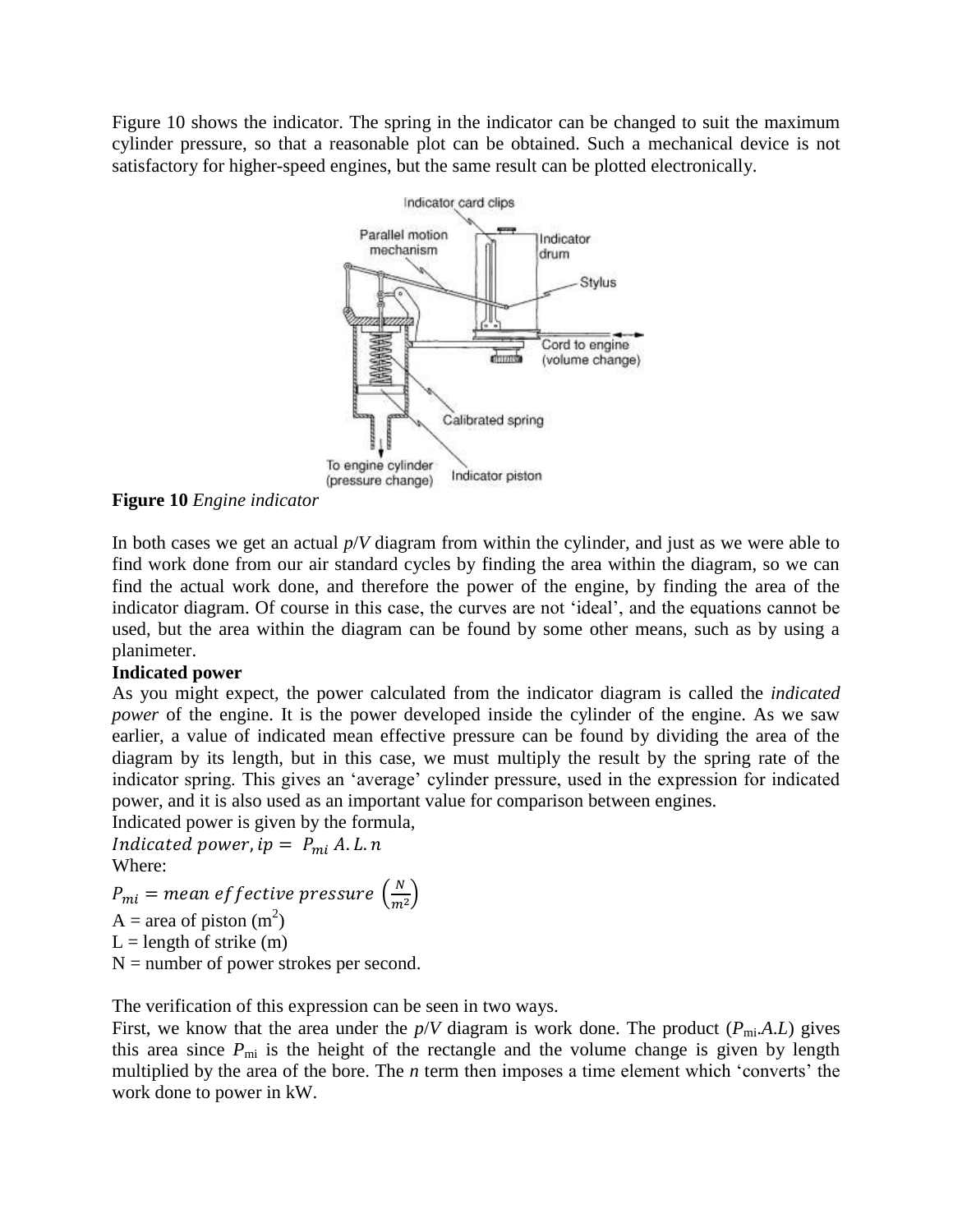Figure 10 shows the indicator. The spring in the indicator can be changed to suit the maximum cylinder pressure, so that a reasonable plot can be obtained. Such a mechanical device is not satisfactory for higher-speed engines, but the same result can be plotted electronically.

Indicator card clips
Parallel motion mechanism
Indicator drum
Stylus
Cord to engine (volume change)
Calibrated spring
To engine cylinder (pressure change)
Indicator piston

**Figure 10** *Engine indicator*

In both cases we get an actual *p*/*V* diagram from within the cylinder, and just as we were able to find work done from our air standard cycles by finding the area within the diagram, so we can find the actual work done, and therefore the power of the engine, by finding the area of the indicator diagram. Of course in this case, the curves are not 'ideal', and the equations cannot be used, but the area within the diagram can be found by some other means, such as by using a planimeter.

**Indicated power**

As you might expect, the power calculated from the indicator diagram is called the *indicated power* of the engine. It is the power developed inside the cylinder of the engine. As we saw earlier, a value of indicated mean effective pressure can be found by dividing the area of the diagram by its length, but in this case, we must multiply the result by the spring rate of the indicator spring. This gives an 'average' cylinder pressure, used in the expression for indicated power, and it is also used as an important value for comparison between engines.

Indicated power is given by the formula,

$$Indicated\ power, ip = P_{mi}\ A.L.n$$

Where:

$P_{mi} = mean\ effective\ pressure\ \left(\frac{N}{m^2}\right)$

A = area of piston ($m^2$)

L = length of strike (m)

N = number of power strokes per second.

The verification of this expression can be seen in two ways.

First, we know that the area under the *p*/*V* diagram is work done. The product ($P_{mi}.A.L$) gives this area since $P_{mi}$ is the height of the rectangle and the volume change is given by length multiplied by the area of the bore. The *n* term then imposes a time element which 'converts' the work done to power in kW.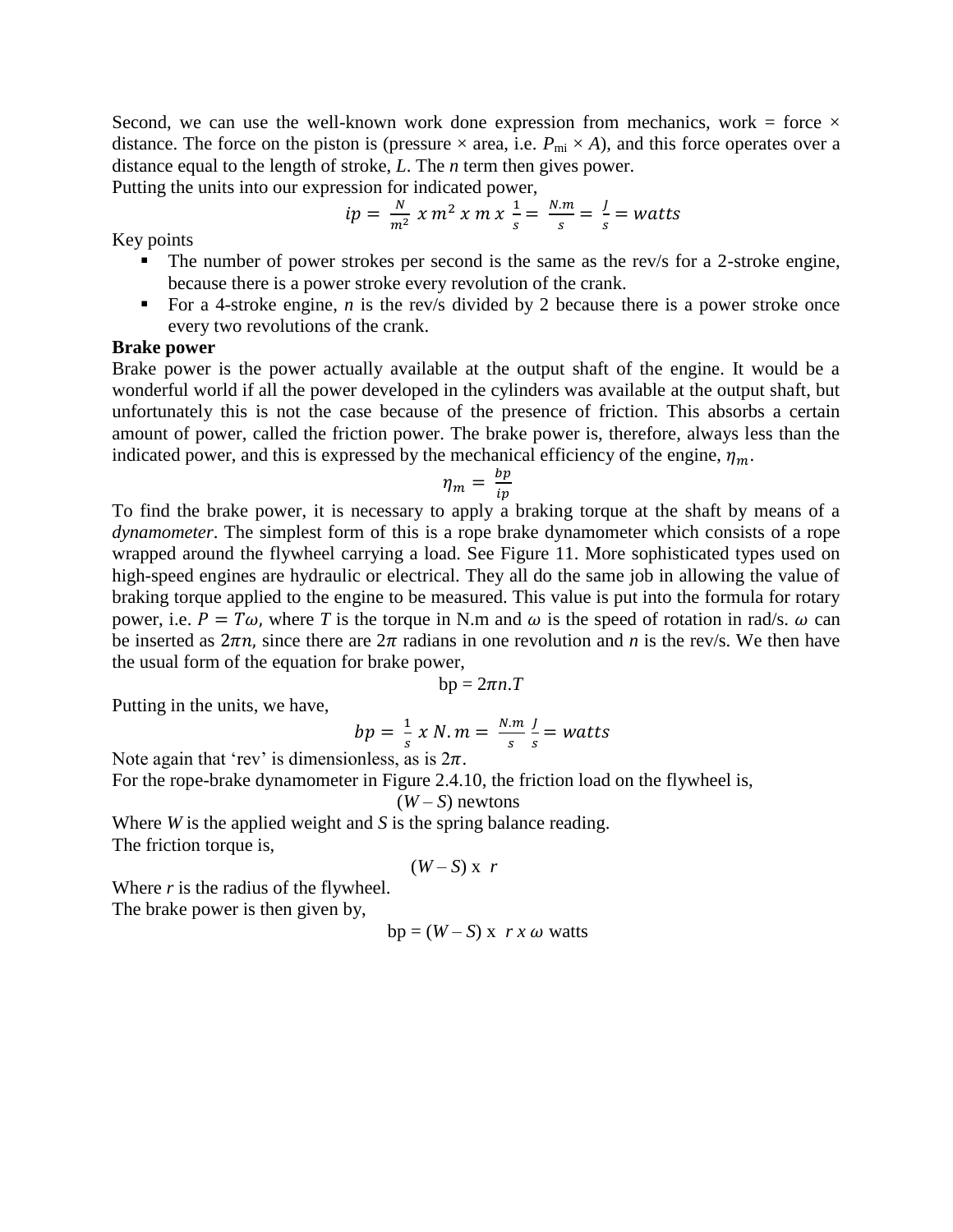Second, we can use the well-known work done expression from mechanics, work = force × distance. The force on the piston is (pressure × area, i.e. $P_{mi} \times A$), and this force operates over a distance equal to the length of stroke, $L$. The $n$ term then gives power.

Putting the units into our expression for indicated power,

$$ip = \frac{N}{m^2} \; x \; m^2 \; x \; m \; x \; \frac{1}{s} = \frac{N.m}{s} = \frac{J}{s} = watts$$

Key points

- The number of power strokes per second is the same as the rev/s for a 2-stroke engine, because there is a power stroke every revolution of the crank.
- For a 4-stroke engine, $n$ is the rev/s divided by 2 because there is a power stroke once every two revolutions of the crank.

**Brake power**

Brake power is the power actually available at the output shaft of the engine. It would be a wonderful world if all the power developed in the cylinders was available at the output shaft, but unfortunately this is not the case because of the presence of friction. This absorbs a certain amount of power, called the friction power. The brake power is, therefore, always less than the indicated power, and this is expressed by the mechanical efficiency of the engine, $\eta_m$.

$$\eta_m = \frac{bp}{ip}$$

To find the brake power, it is necessary to apply a braking torque at the shaft by means of a *dynamometer*. The simplest form of this is a rope brake dynamometer which consists of a rope wrapped around the flywheel carrying a load. See Figure 11. More sophisticated types used on high-speed engines are hydraulic or electrical. They all do the same job in allowing the value of braking torque applied to the engine to be measured. This value is put into the formula for rotary power, i.e. $P = T\omega$, where $T$ is the torque in N.m and $\omega$ is the speed of rotation in rad/s. $\omega$ can be inserted as $2\pi n$, since there are $2\pi$ radians in one revolution and $n$ is the rev/s. We then have the usual form of the equation for brake power,

$$bp = 2\pi n.T$$

Putting in the units, we have,

$$bp = \frac{1}{s} \; x \; N.m = \frac{N.m}{s} \; \frac{J}{s} = watts$$

Note again that 'rev' is dimensionless, as is $2\pi$.

For the rope-brake dynamometer in Figure 2.4.10, the friction load on the flywheel is,

$$(W - S) \text{ newtons}$$

Where $W$ is the applied weight and $S$ is the spring balance reading.

The friction torque is,

$$(W - S) \; x \; r$$

Where $r$ is the radius of the flywheel.

The brake power is then given by,

$$bp = (W - S) \; x \; r \; x \; \omega \text{ watts}$$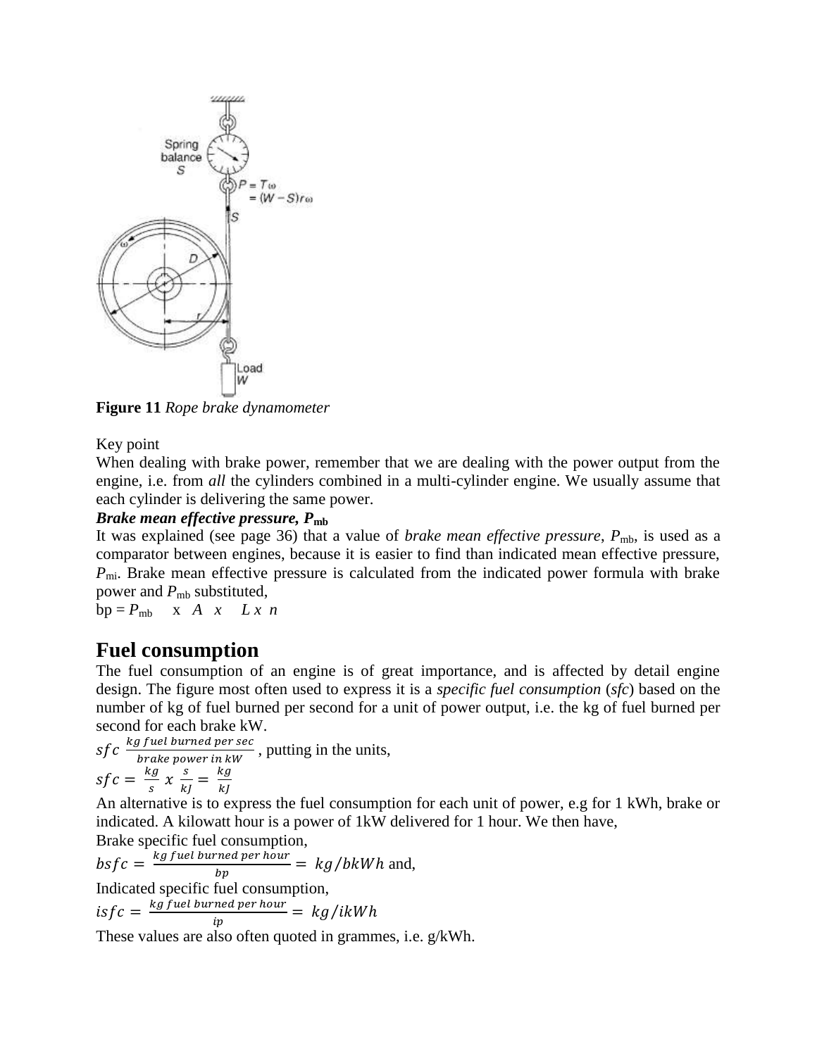**Figure 11** *Rope brake dynamometer*

Key point

When dealing with brake power, remember that we are dealing with the power output from the engine, i.e. from *all* the cylinders combined in a multi-cylinder engine. We usually assume that each cylinder is delivering the same power.

***Brake mean effective pressure, $P_{mb}$***

It was explained (see page 36) that a value of *brake mean effective pressure*, $P_{mb}$, is used as a comparator between engines, because it is easier to find than indicated mean effective pressure, $P_{mi}$. Brake mean effective pressure is calculated from the indicated power formula with brake power and $P_{mb}$ substituted,

$bp = P_{mb} \times A \times L \times n$

## Fuel consumption

The fuel consumption of an engine is of great importance, and is affected by detail engine design. The figure most often used to express it is a *specific fuel consumption* (*sfc*) based on the number of kg of fuel burned per second for a unit of power output, i.e. the kg of fuel burned per second for each brake kW.

$sfc\ \frac{kg\ fuel\ burned\ per\ sec}{brake\ power\ in\ kW}$ , putting in the units,

$sfc = \frac{kg}{s}\ x\ \frac{s}{kJ} = \frac{kg}{kJ}$

An alternative is to express the fuel consumption for each unit of power, e.g for 1 kWh, brake or indicated. A kilowatt hour is a power of 1kW delivered for 1 hour. We then have,

Brake specific fuel consumption,

$bsfc = \frac{kg\ fuel\ burned\ per\ hour}{bp} = kg/bkWh$ and,

Indicated specific fuel consumption,

$isfc = \frac{kg\ fuel\ burned\ per\ hour}{ip} = kg/ikWh$

These values are also often quoted in grammes, i.e. g/kWh.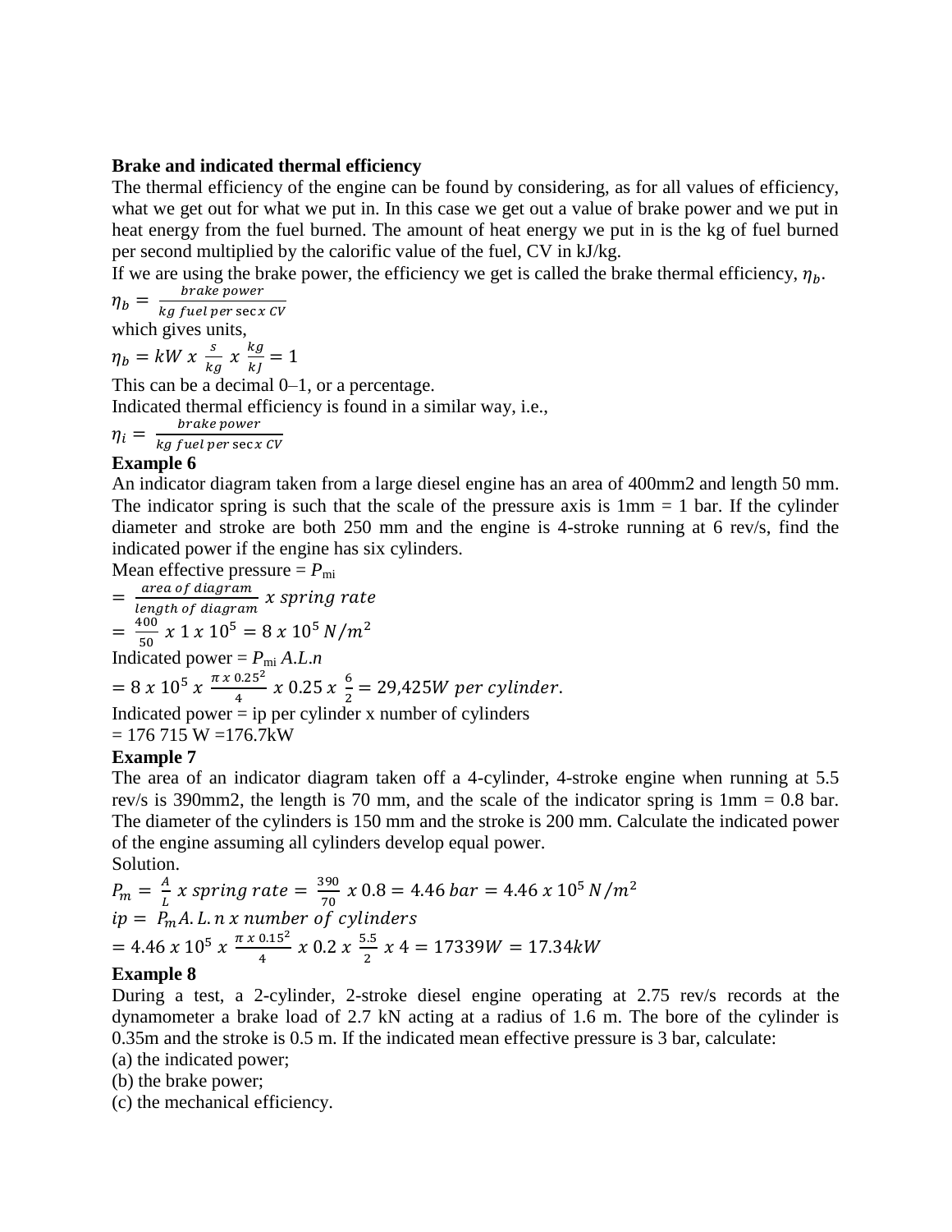**Brake and indicated thermal efficiency**

The thermal efficiency of the engine can be found by considering, as for all values of efficiency, what we get out for what we put in. In this case we get out a value of brake power and we put in heat energy from the fuel burned. The amount of heat energy we put in is the kg of fuel burned per second multiplied by the calorific value of the fuel, CV in kJ/kg.

If we are using the brake power, the efficiency we get is called the brake thermal efficiency, $\eta_b$.

$$\eta_b = \frac{brake\ power}{kg\ fuel\ per\ \sec x\ CV}$$

which gives units,

$$\eta_b = kW\ x\ \frac{s}{kg}\ x\ \frac{kg}{kJ} = 1$$

This can be a decimal 0–1, or a percentage.

Indicated thermal efficiency is found in a similar way, i.e.,

$$\eta_i = \frac{brake\ power}{kg\ fuel\ per\ \sec x\ CV}$$

**Example 6**

An indicator diagram taken from a large diesel engine has an area of 400mm2 and length 50 mm. The indicator spring is such that the scale of the pressure axis is 1mm = 1 bar. If the cylinder diameter and stroke are both 250 mm and the engine is 4-stroke running at 6 rev/s, find the indicated power if the engine has six cylinders.

Mean effective pressure = $P_{mi}$

$$= \frac{area\ of\ diagram}{length\ of\ diagram}\ x\ spring\ rate$$

$$= \frac{400}{50}\ x\ 1\ x\ 10^5 = 8\ x\ 10^5\ N/m^2$$

Indicated power = $P_{mi}\ A.L.n$

$$= 8\ x\ 10^5\ x\ \frac{\pi\ x\ 0.25^2}{4}\ x\ 0.25\ x\ \frac{6}{2} = 29{,}425W\ per\ cylinder.$$

Indicated power = ip per cylinder x number of cylinders

= 176 715 W =176.7kW

**Example 7**

The area of an indicator diagram taken off a 4-cylinder, 4-stroke engine when running at 5.5 rev/s is 390mm2, the length is 70 mm, and the scale of the indicator spring is 1mm = 0.8 bar. The diameter of the cylinders is 150 mm and the stroke is 200 mm. Calculate the indicated power of the engine assuming all cylinders develop equal power.

Solution.

$$P_m = \frac{A}{L}\ x\ spring\ rate = \frac{390}{70}\ x\ 0.8 = 4.46\ bar = 4.46\ x\ 10^5\ N/m^2$$

$$ip = P_m A.L.n\ x\ number\ of\ cylinders$$

$$= 4.46\ x\ 10^5\ x\ \frac{\pi\ x\ 0.15^2}{4}\ x\ 0.2\ x\ \frac{5.5}{2}\ x\ 4 = 17339W = 17.34kW$$

**Example 8**

During a test, a 2-cylinder, 2-stroke diesel engine operating at 2.75 rev/s records at the dynamometer a brake load of 2.7 kN acting at a radius of 1.6 m. The bore of the cylinder is 0.35m and the stroke is 0.5 m. If the indicated mean effective pressure is 3 bar, calculate:

(a) the indicated power;

(b) the brake power;

(c) the mechanical efficiency.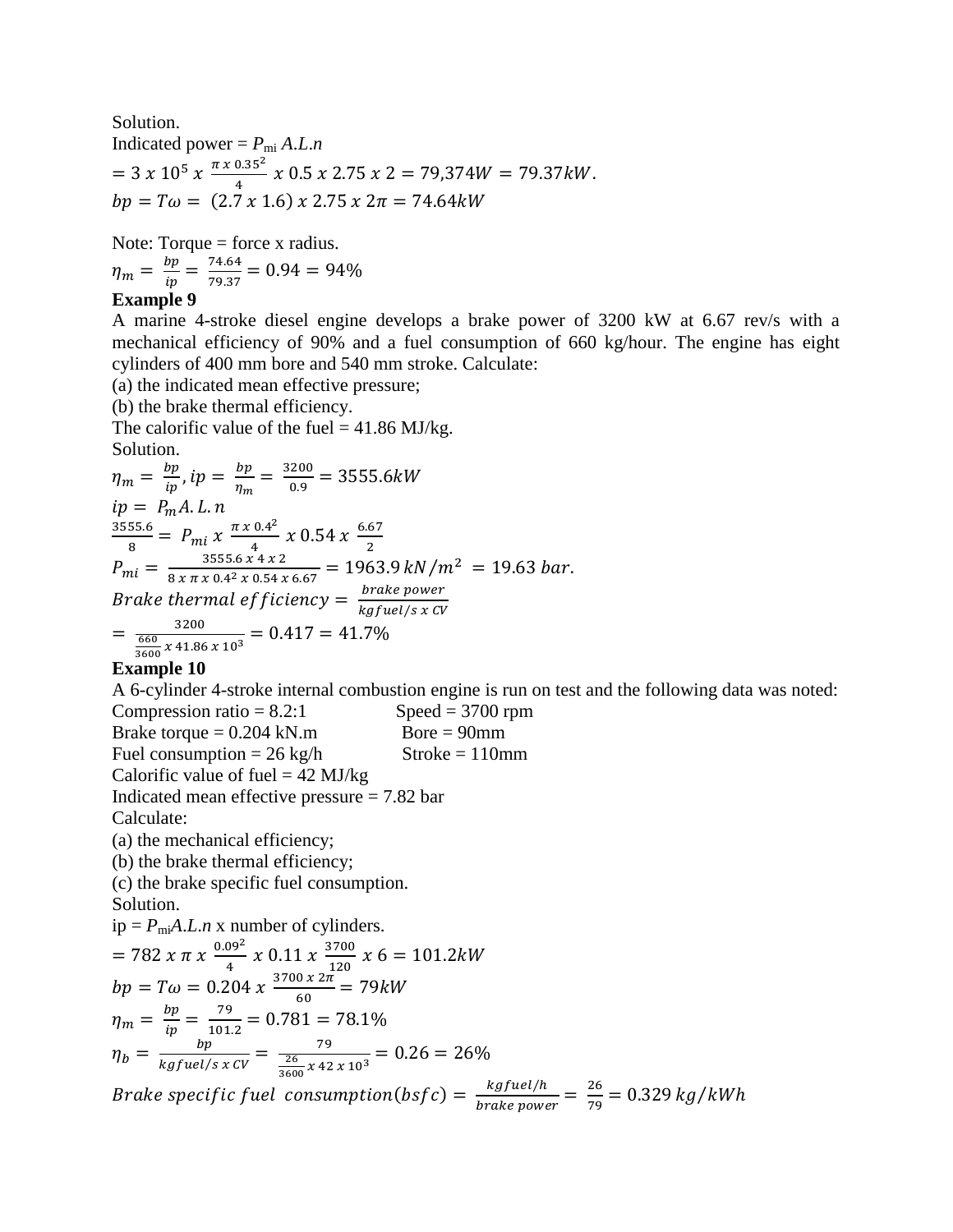Solution.

Indicated power = $P_{mi}$ $A.L.n$

$$= 3 \ x \ 10^5 \ x \ \frac{\pi \ x \ 0.35^2}{4} \ x \ 0.5 \ x \ 2.75 \ x \ 2 = 79{,}374W = 79.37kW.$$

$$bp = T\omega = \ (2.7 \ x \ 1.6) \ x \ 2.75 \ x \ 2\pi = 74.64kW$$

Note: Torque = force x radius.

$$\eta_m = \frac{bp}{ip} = \frac{74.64}{79.37} = 0.94 = 94\%$$

**Example 9**

A marine 4-stroke diesel engine develops a brake power of 3200 kW at 6.67 rev/s with a mechanical efficiency of 90% and a fuel consumption of 660 kg/hour. The engine has eight cylinders of 400 mm bore and 540 mm stroke. Calculate:

(a) the indicated mean effective pressure;

(b) the brake thermal efficiency.

The calorific value of the fuel = 41.86 MJ/kg.

Solution.

$$\eta_m = \frac{bp}{ip}, ip = \frac{bp}{\eta_m} = \frac{3200}{0.9} = 3555.6kW$$

$$ip = \ P_m A.L.n$$

$$\frac{3555.6}{8} = \ P_{mi} \ x \ \frac{\pi \ x \ 0.4^2}{4} \ x \ 0.54 \ x \ \frac{6.67}{2}$$

$$P_{mi} = \frac{3555.6 \ x \ 4 \ x \ 2}{8 \ x \ \pi \ x \ 0.4^2 \ x \ 0.54 \ x \ 6.67} = 1963.9 \ kN/m^2 \ = 19.63 \ bar.$$

$$Brake \ thermal \ efficiency = \frac{brake \ power}{kgfuel/s \ x \ CV}$$

$$= \frac{3200}{\frac{660}{3600} \ x \ 41.86 \ x \ 10^3} = 0.417 = 41.7\%$$

**Example 10**

A 6-cylinder 4-stroke internal combustion engine is run on test and the following data was noted:

Compression ratio = 8.2:1 Speed = 3700 rpm

Brake torque = 0.204 kN.m Bore = 90mm

Fuel consumption = 26 kg/h Stroke = 110mm

Calorific value of fuel = 42 MJ/kg

Indicated mean effective pressure = 7.82 bar

Calculate:

(a) the mechanical efficiency;

(b) the brake thermal efficiency;

(c) the brake specific fuel consumption.

Solution.

ip = $P_{mi}A.L.n$ x number of cylinders.

$$= 782 \ x \ \pi \ x \ \frac{0.09^2}{4} \ x \ 0.11 \ x \ \frac{3700}{120} \ x \ 6 = 101.2kW$$

$$bp = T\omega = 0.204 \ x \ \frac{3700 \ x \ 2\pi}{60} = 79kW$$

$$\eta_m = \frac{bp}{ip} = \frac{79}{101.2} = 0.781 = 78.1\%$$

$$\eta_b = \frac{bp}{kgfuel/s \ x \ CV} = \frac{79}{\frac{26}{3600} \ x \ 42 \ x \ 10^3} = 0.26 = 26\%$$

$$Brake \ specific \ fuel \ \ consumption(bsfc) = \frac{kgfuel/h}{brake \ power} = \frac{26}{79} = 0.329 \ kg/kWh$$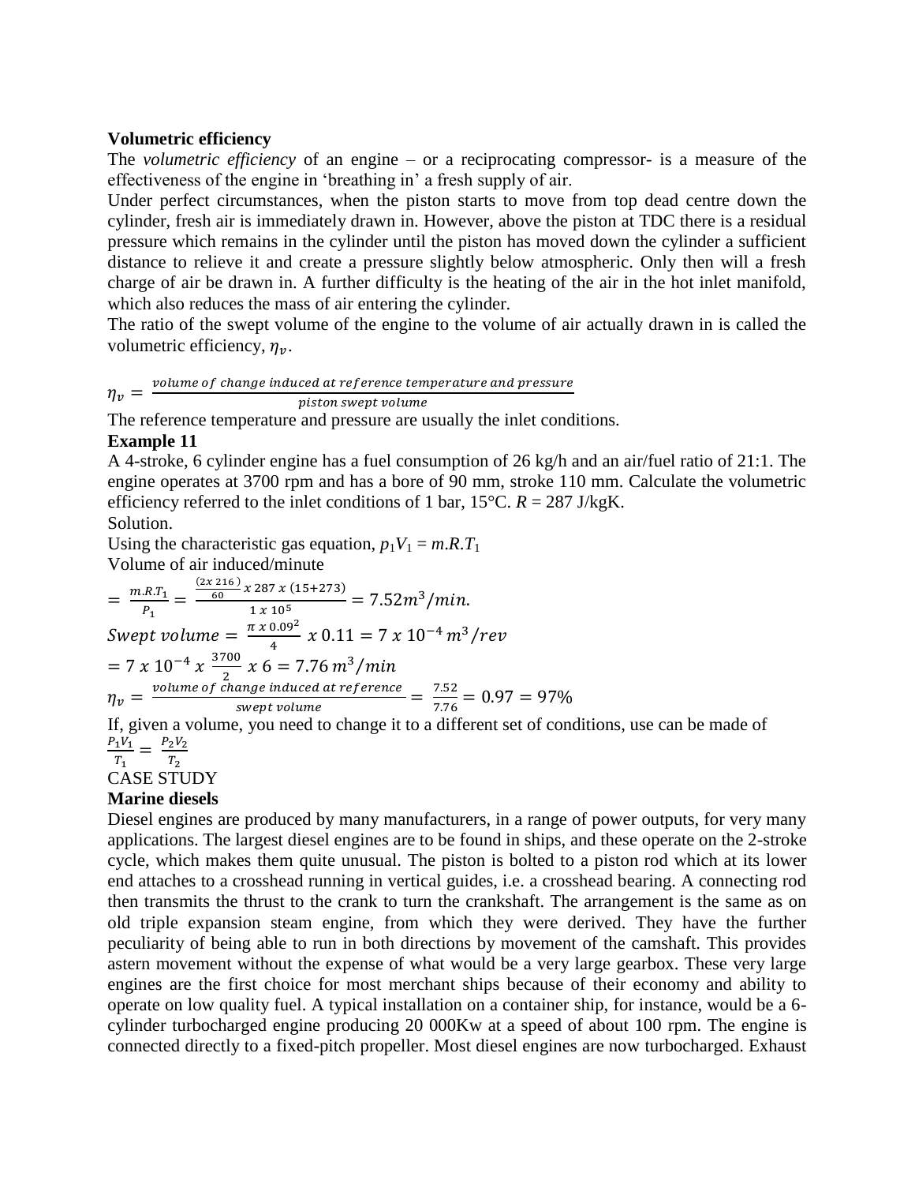**Volumetric efficiency**

The *volumetric efficiency* of an engine – or a reciprocating compressor- is a measure of the effectiveness of the engine in 'breathing in' a fresh supply of air.

Under perfect circumstances, when the piston starts to move from top dead centre down the cylinder, fresh air is immediately drawn in. However, above the piston at TDC there is a residual pressure which remains in the cylinder until the piston has moved down the cylinder a sufficient distance to relieve it and create a pressure slightly below atmospheric. Only then will a fresh charge of air be drawn in. A further difficulty is the heating of the air in the hot inlet manifold, which also reduces the mass of air entering the cylinder.

The ratio of the swept volume of the engine to the volume of air actually drawn in is called the volumetric efficiency, $\eta_v$.

$$\eta_v = \frac{volume\ of\ change\ induced\ at\ reference\ temperature\ and\ pressure}{piston\ swept\ volume}$$

The reference temperature and pressure are usually the inlet conditions.

**Example 11**

A 4-stroke, 6 cylinder engine has a fuel consumption of 26 kg/h and an air/fuel ratio of 21:1. The engine operates at 3700 rpm and has a bore of 90 mm, stroke 110 mm. Calculate the volumetric efficiency referred to the inlet conditions of 1 bar, 15°C. *R* = 287 J/kgK.

Solution.

Using the characteristic gas equation, $p_1V_1 = m.R.T_1$

Volume of air induced/minute

$$= \frac{m.R.T_1}{P_1} = \frac{\frac{(2x\ 216)}{60}\ x\ 287\ x\ (15+273)}{1\ x\ 10^5} = 7.52 m^3/min.$$

$$Swept\ volume = \frac{\pi\ x\ 0.09^2}{4}\ x\ 0.11 = 7\ x\ 10^{-4}\ m^3/rev$$

$$= 7\ x\ 10^{-4}\ x\ \frac{3700}{2}\ x\ 6 = 7.76\ m^3/min$$

$$\eta_v = \frac{volume\ of\ change\ induced\ at\ reference}{swept\ volume} = \frac{7.52}{7.76} = 0.97 = 97\%$$

If, given a volume, you need to change it to a different set of conditions, use can be made of

$$\frac{P_1V_1}{T_1} = \frac{P_2V_2}{T_2}$$

CASE STUDY

**Marine diesels**

Diesel engines are produced by many manufacturers, in a range of power outputs, for very many applications. The largest diesel engines are to be found in ships, and these operate on the 2-stroke cycle, which makes them quite unusual. The piston is bolted to a piston rod which at its lower end attaches to a crosshead running in vertical guides, i.e. a crosshead bearing. A connecting rod then transmits the thrust to the crank to turn the crankshaft. The arrangement is the same as on old triple expansion steam engine, from which they were derived. They have the further peculiarity of being able to run in both directions by movement of the camshaft. This provides astern movement without the expense of what would be a very large gearbox. These very large engines are the first choice for most merchant ships because of their economy and ability to operate on low quality fuel. A typical installation on a container ship, for instance, would be a 6-cylinder turbocharged engine producing 20 000Kw at a speed of about 100 rpm. The engine is connected directly to a fixed-pitch propeller. Most diesel engines are now turbocharged. Exhaust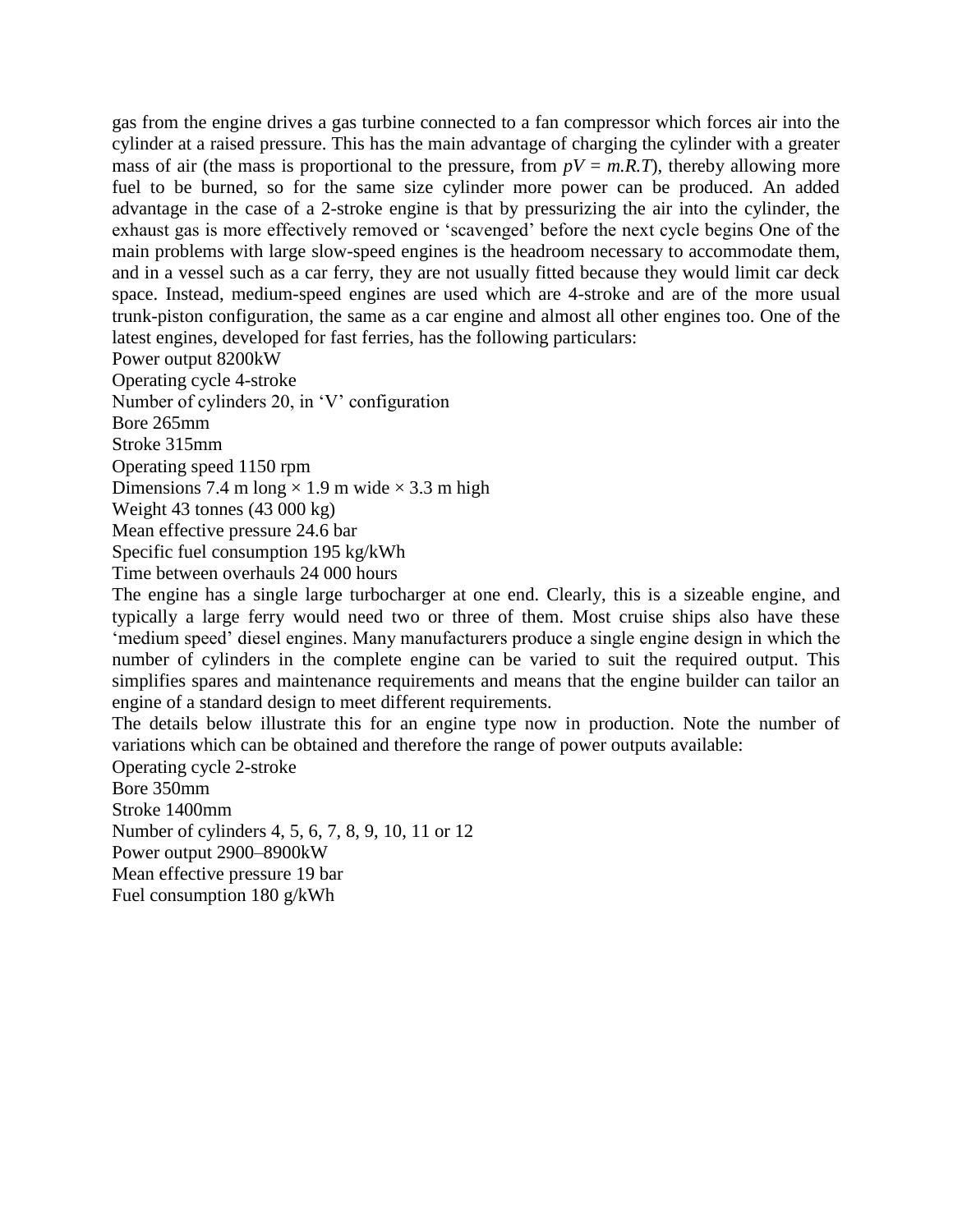gas from the engine drives a gas turbine connected to a fan compressor which forces air into the cylinder at a raised pressure. This has the main advantage of charging the cylinder with a greater mass of air (the mass is proportional to the pressure, from $pV = m.R.T$), thereby allowing more fuel to be burned, so for the same size cylinder more power can be produced. An added advantage in the case of a 2-stroke engine is that by pressurizing the air into the cylinder, the exhaust gas is more effectively removed or 'scavenged' before the next cycle begins One of the main problems with large slow-speed engines is the headroom necessary to accommodate them, and in a vessel such as a car ferry, they are not usually fitted because they would limit car deck space. Instead, medium-speed engines are used which are 4-stroke and are of the more usual trunk-piston configuration, the same as a car engine and almost all other engines too. One of the latest engines, developed for fast ferries, has the following particulars:

Power output 8200kW
Operating cycle 4-stroke
Number of cylinders 20, in 'V' configuration
Bore 265mm
Stroke 315mm
Operating speed 1150 rpm
Dimensions 7.4 m long × 1.9 m wide × 3.3 m high
Weight 43 tonnes (43 000 kg)
Mean effective pressure 24.6 bar
Specific fuel consumption 195 kg/kWh
Time between overhauls 24 000 hours

The engine has a single large turbocharger at one end. Clearly, this is a sizeable engine, and typically a large ferry would need two or three of them. Most cruise ships also have these 'medium speed' diesel engines. Many manufacturers produce a single engine design in which the number of cylinders in the complete engine can be varied to suit the required output. This simplifies spares and maintenance requirements and means that the engine builder can tailor an engine of a standard design to meet different requirements.

The details below illustrate this for an engine type now in production. Note the number of variations which can be obtained and therefore the range of power outputs available:

Operating cycle 2-stroke
Bore 350mm
Stroke 1400mm
Number of cylinders 4, 5, 6, 7, 8, 9, 10, 11 or 12
Power output 2900–8900kW
Mean effective pressure 19 bar
Fuel consumption 180 g/kWh